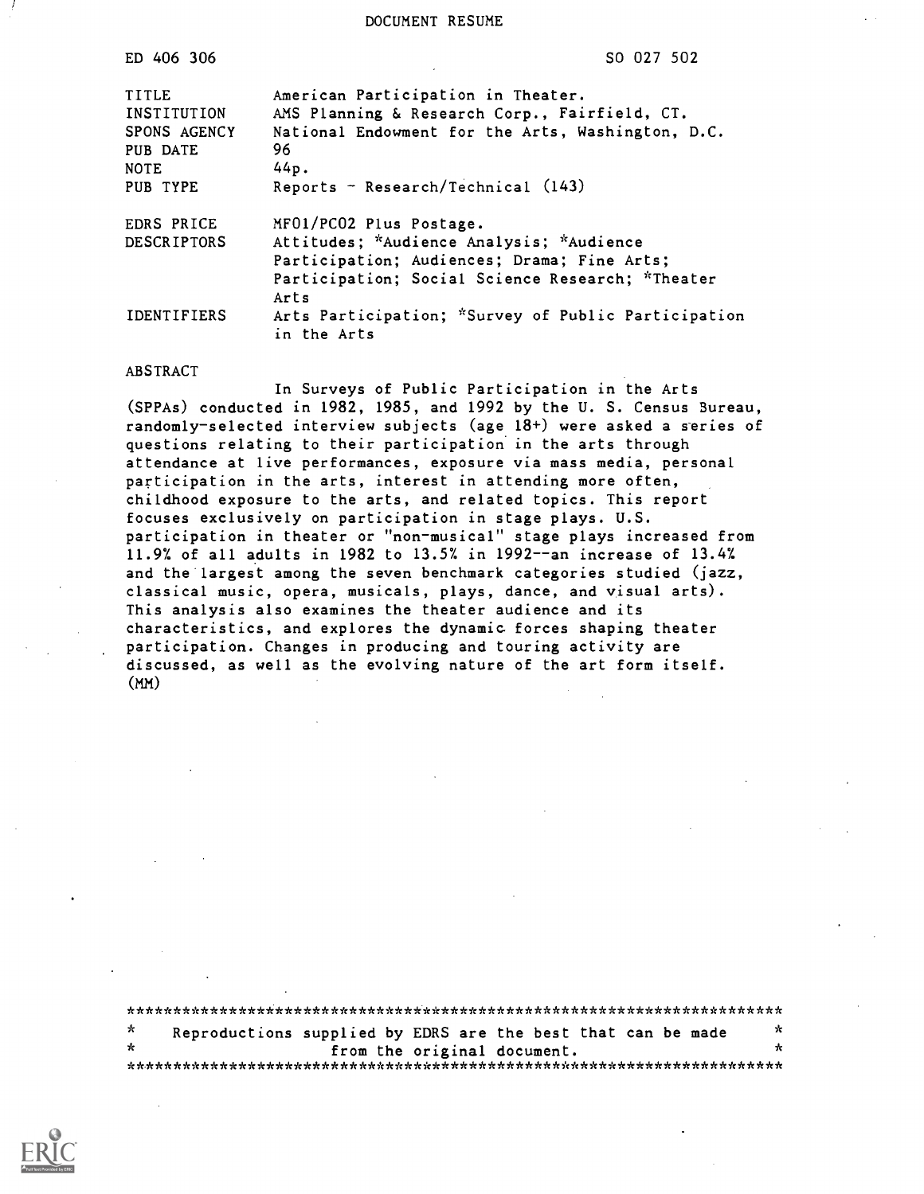DOCUMENT RESUME

| | |
|---|---|
| ED 406 306 | SO 027 502 |
| TITLE | American Participation in Theater. |
| INSTITUTION | AMS Planning & Research Corp., Fairfield, CT. |
| SPONS AGENCY | National Endowment for the Arts, Washington, D.C. |
| PUB DATE | 96 |
| NOTE | 44p. |
| PUB TYPE | Reports - Research/Technical (143) |
| EDRS PRICE | MF01/PC02 Plus Postage. |
| DESCRIPTORS | Attitudes; *Audience Analysis; *Audience Participation; Audiences; Drama; Fine Arts; Participation; Social Science Research; *Theater Arts |
| IDENTIFIERS | Arts Participation; *Survey of Public Participation in the Arts |

ABSTRACT

In Surveys of Public Participation in the Arts (SPPAs) conducted in 1982, 1985, and 1992 by the U. S. Census Bureau, randomly-selected interview subjects (age 18+) were asked a series of questions relating to their participation in the arts through attendance at live performances, exposure via mass media, personal participation in the arts, interest in attending more often, childhood exposure to the arts, and related topics. This report focuses exclusively on participation in stage plays. U.S. participation in theater or "non-musical" stage plays increased from 11.9% of all adults in 1982 to 13.5% in 1992--an increase of 13.4% and the largest among the seven benchmark categories studied (jazz, classical music, opera, musicals, plays, dance, and visual arts). This analysis also examines the theater audience and its characteristics, and explores the dynamic forces shaping theater participation. Changes in producing and touring activity are discussed, as well as the evolving nature of the art form itself. (MM)

***********************************************************************
* Reproductions supplied by EDRS are the best that can be made *
* from the original document. *
***********************************************************************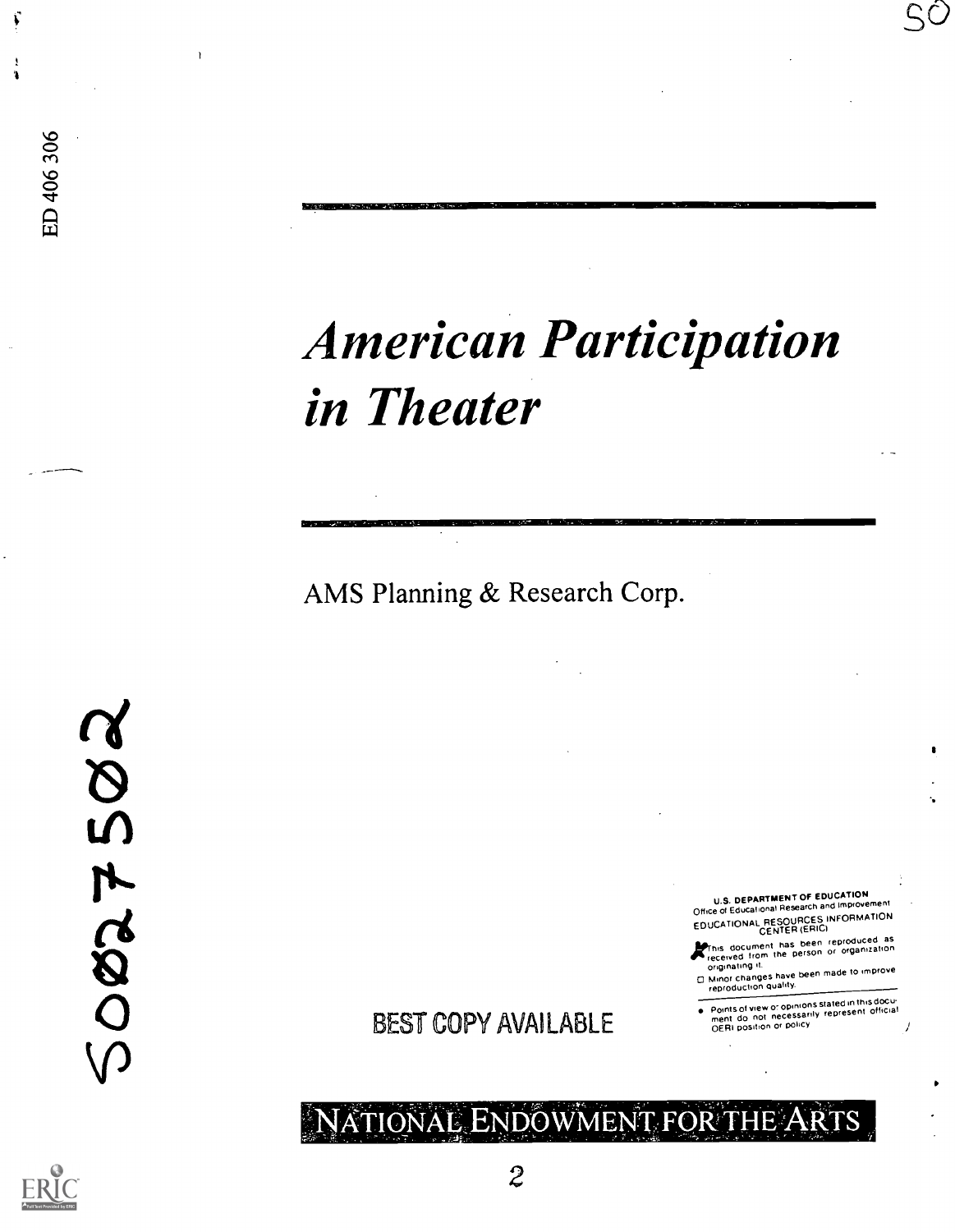ED 406 306

# *American Participation in Theater*

AMS Planning & Research Corp.

U.S. DEPARTMENT OF EDUCATION
Office of Educational Research and Improvement
EDUCATIONAL RESOURCES INFORMATION CENTER (ERIC)

- This document has been reproduced as received from the person or organization originating it.
- Minor changes have been made to improve reproduction quality.

- Points of view or opinions stated in this document do not necessarily represent official OERI position or policy.

BEST COPY AVAILABLE

NATIONAL ENDOWMENT FOR THE ARTS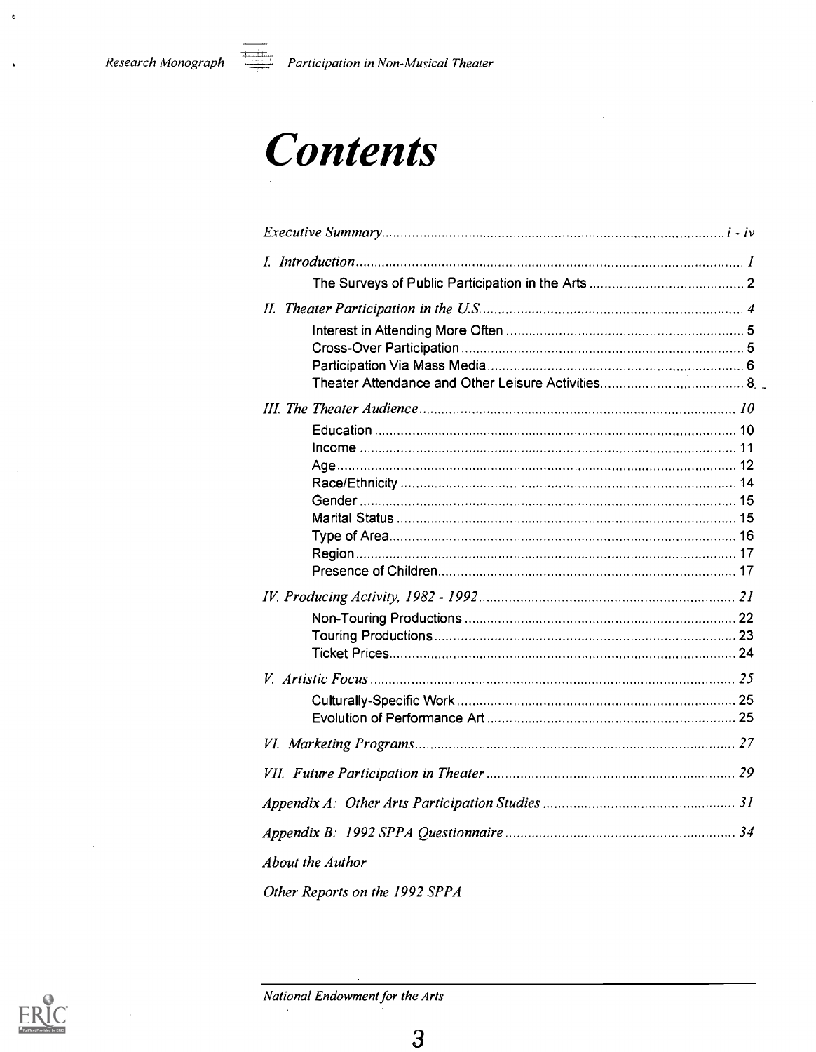# *Contents*

*Executive Summary* .......... *i - iv*

*I. Introduction* .......... *1*

The Surveys of Public Participation in the Arts .......... 2

*II. Theater Participation in the U.S.* .......... *4*

Interest in Attending More Often .......... 5
Cross-Over Participation .......... 5
Participation Via Mass Media .......... 6
Theater Attendance and Other Leisure Activities .......... 8

*III. The Theater Audience* .......... *10*

Education .......... 10
Income .......... 11
Age .......... 12
Race/Ethnicity .......... 14
Gender .......... 15
Marital Status .......... 15
Type of Area .......... 16
Region .......... 17
Presence of Children .......... 17

*IV. Producing Activity, 1982 - 1992* .......... *21*

Non-Touring Productions .......... 22
Touring Productions .......... 23
Ticket Prices .......... 24

*V. Artistic Focus* .......... *25*

Culturally-Specific Work .......... 25
Evolution of Performance Art .......... 25

*VI. Marketing Programs* .......... *27*

*VII. Future Participation in Theater* .......... *29*

*Appendix A: Other Arts Participation Studies* .......... *31*

*Appendix B: 1992 SPPA Questionnaire* .......... *34*

*About the Author*

*Other Reports on the 1992 SPPA*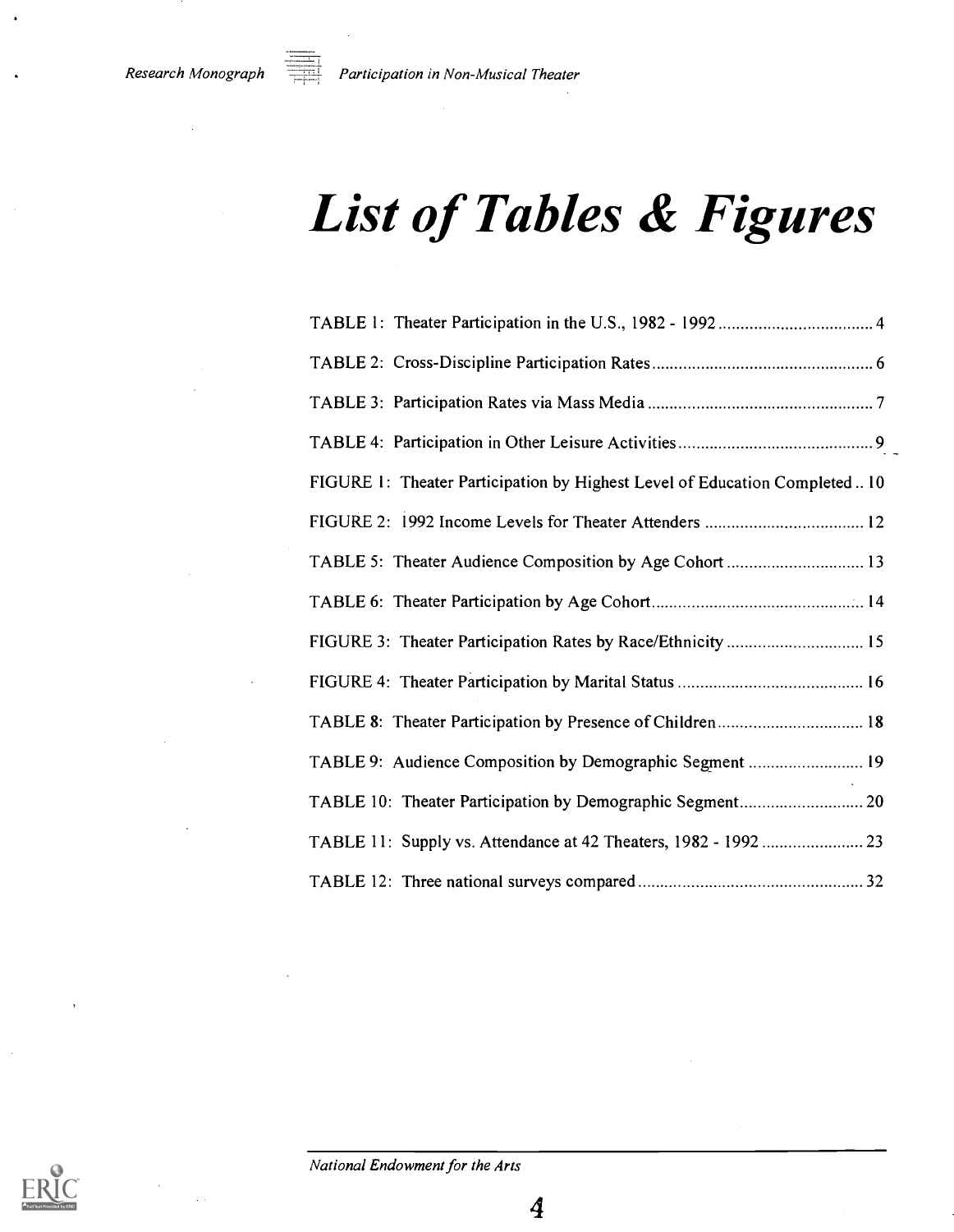# List of Tables & Figures

TABLE 1: Theater Participation in the U.S., 1982 - 1992 .................................. 4

TABLE 2: Cross-Discipline Participation Rates ................................................. 6

TABLE 3: Participation Rates via Mass Media .................................................. 7

TABLE 4: Participation in Other Leisure Activities ........................................... 9

FIGURE 1: Theater Participation by Highest Level of Education Completed .. 10

FIGURE 2: 1992 Income Levels for Theater Attenders .................................... 12

TABLE 5: Theater Audience Composition by Age Cohort ............................... 13

TABLE 6: Theater Participation by Age Cohort ................................................ 14

FIGURE 3: Theater Participation Rates by Race/Ethnicity ............................... 15

FIGURE 4: Theater Participation by Marital Status .......................................... 16

TABLE 8: Theater Participation by Presence of Children ................................. 18

TABLE 9: Audience Composition by Demographic Segment .......................... 19

TABLE 10: Theater Participation by Demographic Segment ............................ 20

TABLE 11: Supply vs. Attendance at 42 Theaters, 1982 - 1992 ....................... 23

TABLE 12: Three national surveys compared ................................................... 32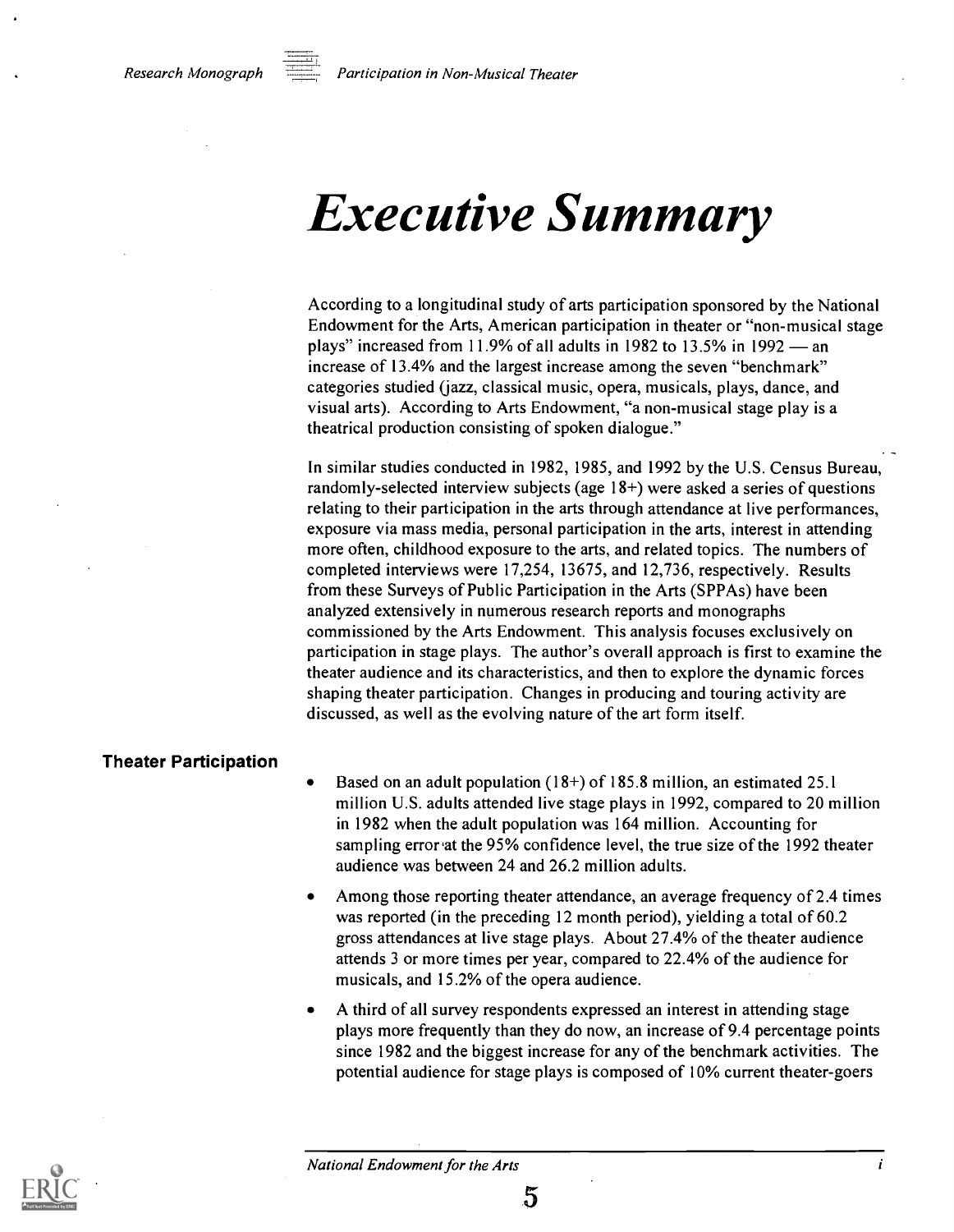# Executive Summary

According to a longitudinal study of arts participation sponsored by the National Endowment for the Arts, American participation in theater or "non-musical stage plays" increased from 11.9% of all adults in 1982 to 13.5% in 1992 — an increase of 13.4% and the largest increase among the seven "benchmark" categories studied (jazz, classical music, opera, musicals, plays, dance, and visual arts). According to Arts Endowment, "a non-musical stage play is a theatrical production consisting of spoken dialogue."

In similar studies conducted in 1982, 1985, and 1992 by the U.S. Census Bureau, randomly-selected interview subjects (age 18+) were asked a series of questions relating to their participation in the arts through attendance at live performances, exposure via mass media, personal participation in the arts, interest in attending more often, childhood exposure to the arts, and related topics. The numbers of completed interviews were 17,254, 13675, and 12,736, respectively. Results from these Surveys of Public Participation in the Arts (SPPAs) have been analyzed extensively in numerous research reports and monographs commissioned by the Arts Endowment. This analysis focuses exclusively on participation in stage plays. The author's overall approach is first to examine the theater audience and its characteristics, and then to explore the dynamic forces shaping theater participation. Changes in producing and touring activity are discussed, as well as the evolving nature of the art form itself.

## Theater Participation

- Based on an adult population (18+) of 185.8 million, an estimated 25.1 million U.S. adults attended live stage plays in 1992, compared to 20 million in 1982 when the adult population was 164 million. Accounting for sampling error at the 95% confidence level, the true size of the 1992 theater audience was between 24 and 26.2 million adults.
- Among those reporting theater attendance, an average frequency of 2.4 times was reported (in the preceding 12 month period), yielding a total of 60.2 gross attendances at live stage plays. About 27.4% of the theater audience attends 3 or more times per year, compared to 22.4% of the audience for musicals, and 15.2% of the opera audience.
- A third of all survey respondents expressed an interest in attending stage plays more frequently than they do now, an increase of 9.4 percentage points since 1982 and the biggest increase for any of the benchmark activities. The potential audience for stage plays is composed of 10% current theater-goers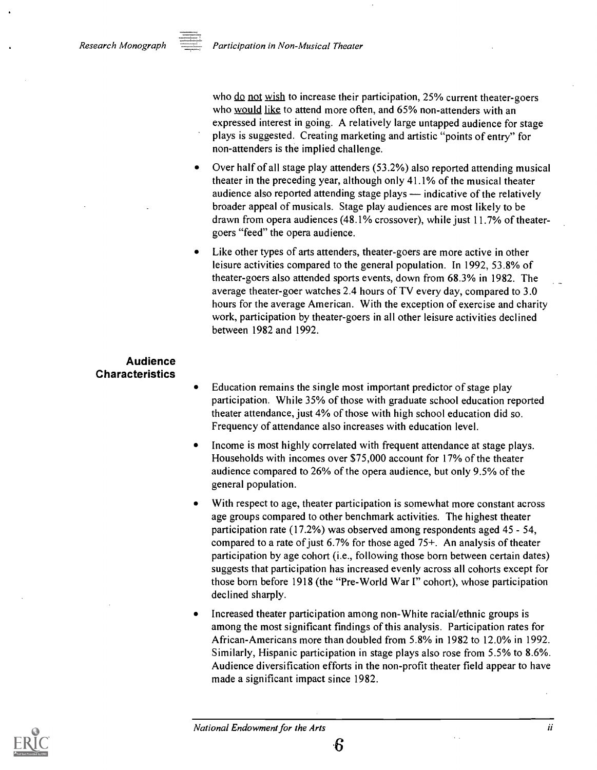who <u>do not wish</u> to increase their participation, 25% current theater-goers who <u>would like</u> to attend more often, and 65% non-attenders with an expressed interest in going. A relatively large untapped audience for stage plays is suggested. Creating marketing and artistic "points of entry" for non-attenders is the implied challenge.

- Over half of all stage play attenders (53.2%) also reported attending musical theater in the preceding year, although only 41.1% of the musical theater audience also reported attending stage plays — indicative of the relatively broader appeal of musicals. Stage play audiences are most likely to be drawn from opera audiences (48.1% crossover), while just 11.7% of theater-goers "feed" the opera audience.
- Like other types of arts attenders, theater-goers are more active in other leisure activities compared to the general population. In 1992, 53.8% of theater-goers also attended sports events, down from 68.3% in 1982. The average theater-goer watches 2.4 hours of TV every day, compared to 3.0 hours for the average American. With the exception of exercise and charity work, participation by theater-goers in all other leisure activities declined between 1982 and 1992.

## Audience Characteristics

- Education remains the single most important predictor of stage play participation. While 35% of those with graduate school education reported theater attendance, just 4% of those with high school education did so. Frequency of attendance also increases with education level.
- Income is most highly correlated with frequent attendance at stage plays. Households with incomes over $75,000 account for 17% of the theater audience compared to 26% of the opera audience, but only 9.5% of the general population.
- With respect to age, theater participation is somewhat more constant across age groups compared to other benchmark activities. The highest theater participation rate (17.2%) was observed among respondents aged 45 - 54, compared to a rate of just 6.7% for those aged 75+. An analysis of theater participation by age cohort (i.e., following those born between certain dates) suggests that participation has increased evenly across all cohorts except for those born before 1918 (the "Pre-World War I" cohort), whose participation declined sharply.
- Increased theater participation among non-White racial/ethnic groups is among the most significant findings of this analysis. Participation rates for African-Americans more than doubled from 5.8% in 1982 to 12.0% in 1992. Similarly, Hispanic participation in stage plays also rose from 5.5% to 8.6%. Audience diversification efforts in the non-profit theater field appear to have made a significant impact since 1982.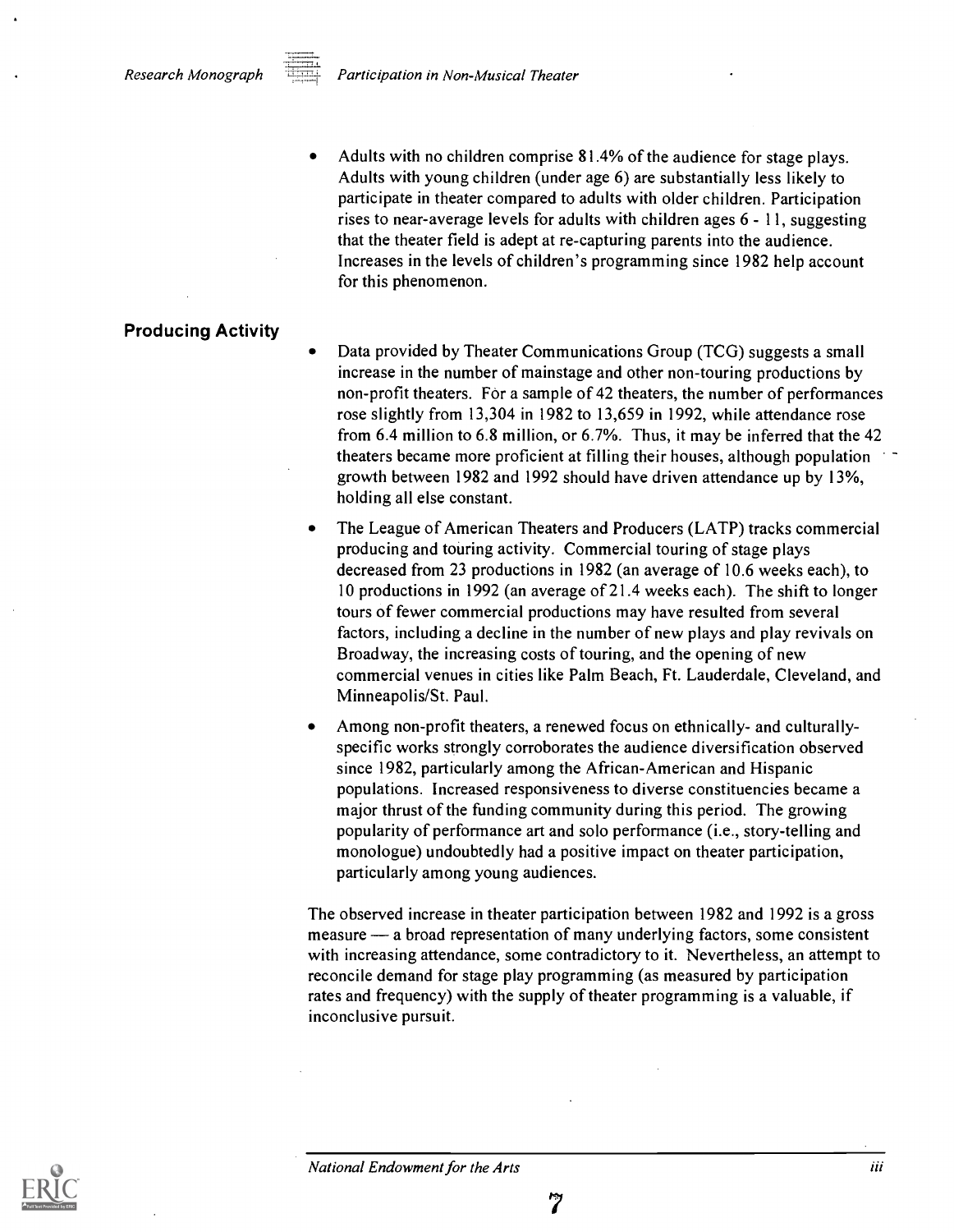- Adults with no children comprise 81.4% of the audience for stage plays. Adults with young children (under age 6) are substantially less likely to participate in theater compared to adults with older children. Participation rises to near-average levels for adults with children ages 6 - 11, suggesting that the theater field is adept at re-capturing parents into the audience. Increases in the levels of children's programming since 1982 help account for this phenomenon.

## Producing Activity

- Data provided by Theater Communications Group (TCG) suggests a small increase in the number of mainstage and other non-touring productions by non-profit theaters. For a sample of 42 theaters, the number of performances rose slightly from 13,304 in 1982 to 13,659 in 1992, while attendance rose from 6.4 million to 6.8 million, or 6.7%. Thus, it may be inferred that the 42 theaters became more proficient at filling their houses, although population growth between 1982 and 1992 should have driven attendance up by 13%, holding all else constant.
- The League of American Theaters and Producers (LATP) tracks commercial producing and touring activity. Commercial touring of stage plays decreased from 23 productions in 1982 (an average of 10.6 weeks each), to 10 productions in 1992 (an average of 21.4 weeks each). The shift to longer tours of fewer commercial productions may have resulted from several factors, including a decline in the number of new plays and play revivals on Broadway, the increasing costs of touring, and the opening of new commercial venues in cities like Palm Beach, Ft. Lauderdale, Cleveland, and Minneapolis/St. Paul.
- Among non-profit theaters, a renewed focus on ethnically- and culturally-specific works strongly corroborates the audience diversification observed since 1982, particularly among the African-American and Hispanic populations. Increased responsiveness to diverse constituencies became a major thrust of the funding community during this period. The growing popularity of performance art and solo performance (i.e., story-telling and monologue) undoubtedly had a positive impact on theater participation, particularly among young audiences.

The observed increase in theater participation between 1982 and 1992 is a gross measure — a broad representation of many underlying factors, some consistent with increasing attendance, some contradictory to it. Nevertheless, an attempt to reconcile demand for stage play programming (as measured by participation rates and frequency) with the supply of theater programming is a valuable, if inconclusive pursuit.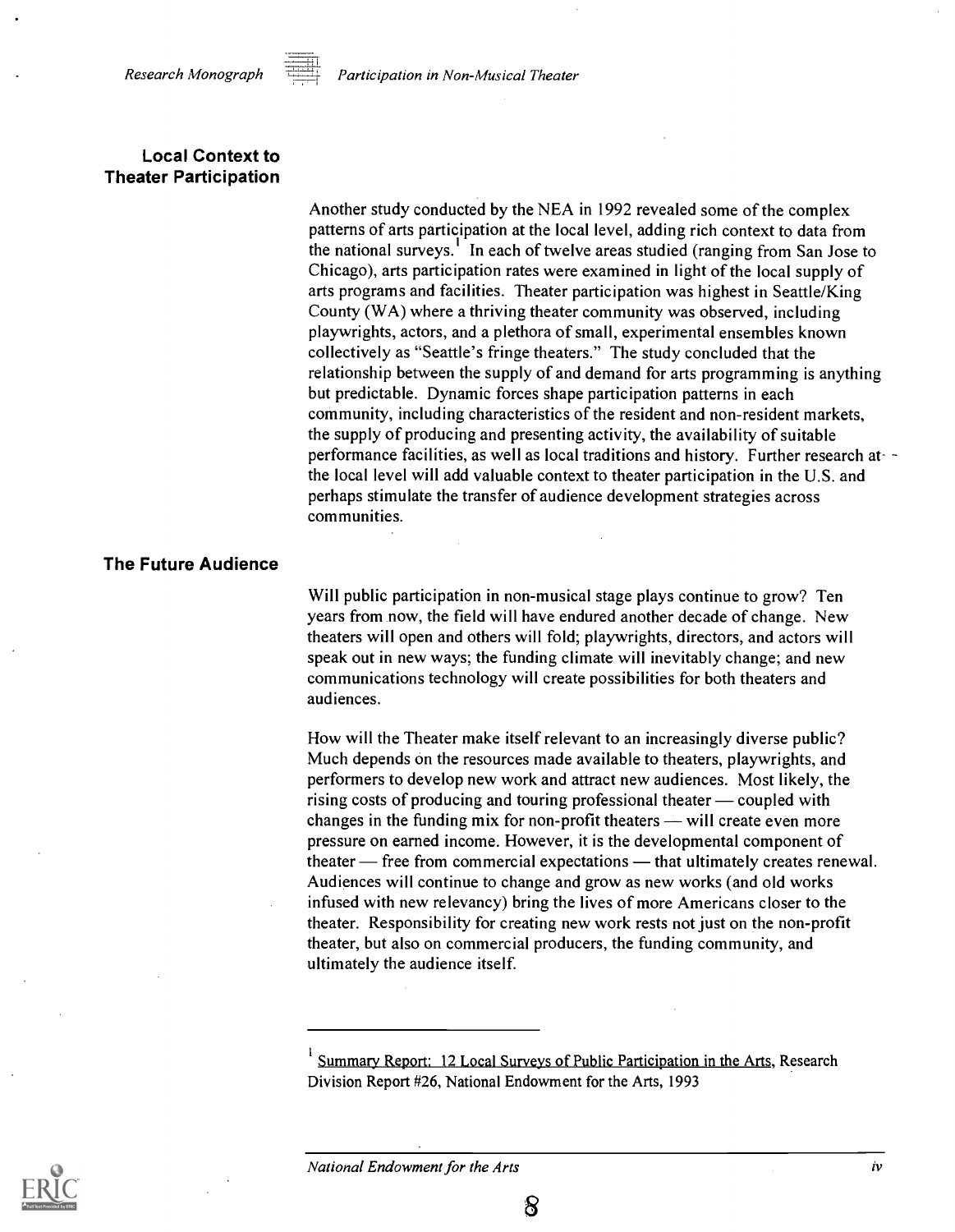## Local Context to Theater Participation

Another study conducted by the NEA in 1992 revealed some of the complex patterns of arts participation at the local level, adding rich context to data from the national surveys.[1] In each of twelve areas studied (ranging from San Jose to Chicago), arts participation rates were examined in light of the local supply of arts programs and facilities. Theater participation was highest in Seattle/King County (WA) where a thriving theater community was observed, including playwrights, actors, and a plethora of small, experimental ensembles known collectively as "Seattle's fringe theaters." The study concluded that the relationship between the supply of and demand for arts programming is anything but predictable. Dynamic forces shape participation patterns in each community, including characteristics of the resident and non-resident markets, the supply of producing and presenting activity, the availability of suitable performance facilities, as well as local traditions and history. Further research at the local level will add valuable context to theater participation in the U.S. and perhaps stimulate the transfer of audience development strategies across communities.

## The Future Audience

Will public participation in non-musical stage plays continue to grow? Ten years from now, the field will have endured another decade of change. New theaters will open and others will fold; playwrights, directors, and actors will speak out in new ways; the funding climate will inevitably change; and new communications technology will create possibilities for both theaters and audiences.

How will the Theater make itself relevant to an increasingly diverse public? Much depends on the resources made available to theaters, playwrights, and performers to develop new work and attract new audiences. Most likely, the rising costs of producing and touring professional theater — coupled with changes in the funding mix for non-profit theaters — will create even more pressure on earned income. However, it is the developmental component of theater — free from commercial expectations — that ultimately creates renewal. Audiences will continue to change and grow as new works (and old works infused with new relevancy) bring the lives of more Americans closer to the theater. Responsibility for creating new work rests not just on the non-profit theater, but also on commercial producers, the funding community, and ultimately the audience itself.

---

[1] Summary Report: 12 Local Surveys of Public Participation in the Arts, Research Division Report #26, National Endowment for the Arts, 1993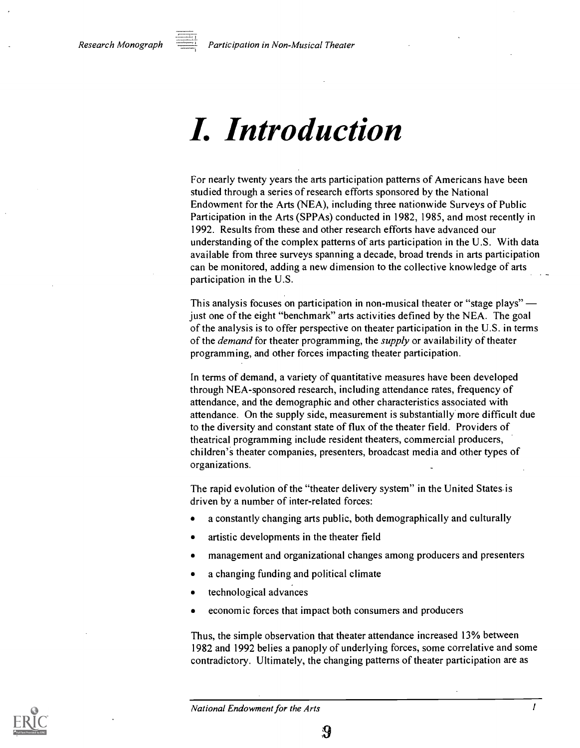# I. Introduction

For nearly twenty years the arts participation patterns of Americans have been studied through a series of research efforts sponsored by the National Endowment for the Arts (NEA), including three nationwide Surveys of Public Participation in the Arts (SPPAs) conducted in 1982, 1985, and most recently in 1992. Results from these and other research efforts have advanced our understanding of the complex patterns of arts participation in the U.S. With data available from three surveys spanning a decade, broad trends in arts participation can be monitored, adding a new dimension to the collective knowledge of arts participation in the U.S.

This analysis focuses on participation in non-musical theater or "stage plays" — just one of the eight "benchmark" arts activities defined by the NEA. The goal of the analysis is to offer perspective on theater participation in the U.S. in terms of the *demand* for theater programming, the *supply* or availability of theater programming, and other forces impacting theater participation.

In terms of demand, a variety of quantitative measures have been developed through NEA-sponsored research, including attendance rates, frequency of attendance, and the demographic and other characteristics associated with attendance. On the supply side, measurement is substantially more difficult due to the diversity and constant state of flux of the theater field. Providers of theatrical programming include resident theaters, commercial producers, children's theater companies, presenters, broadcast media and other types of organizations.

The rapid evolution of the "theater delivery system" in the United States is driven by a number of inter-related forces:

- a constantly changing arts public, both demographically and culturally
- artistic developments in the theater field
- management and organizational changes among producers and presenters
- a changing funding and political climate
- technological advances
- economic forces that impact both consumers and producers

Thus, the simple observation that theater attendance increased 13% between 1982 and 1992 belies a panoply of underlying forces, some correlative and some contradictory. Ultimately, the changing patterns of theater participation are as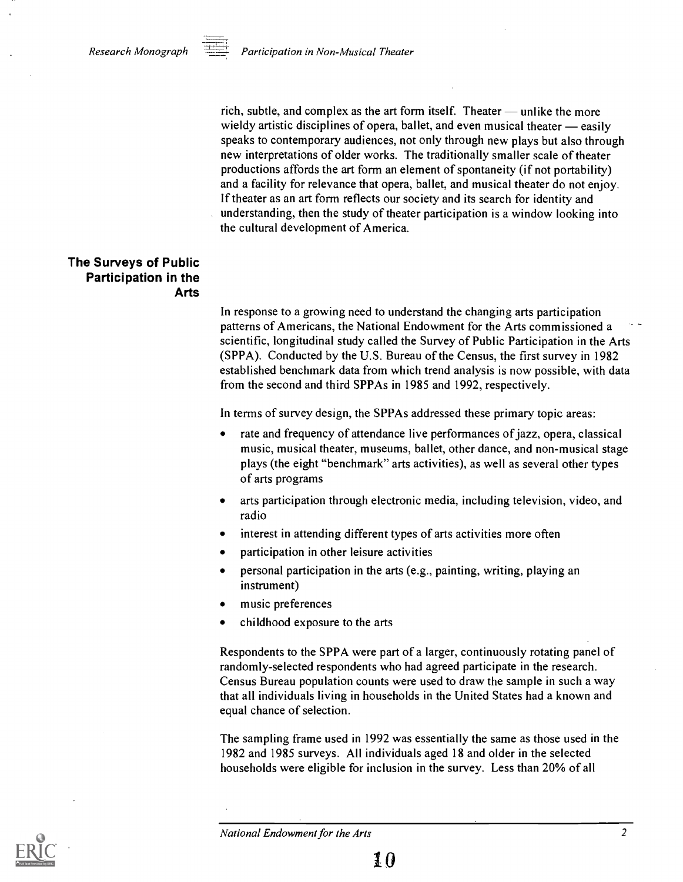rich, subtle, and complex as the art form itself. Theater — unlike the more wieldy artistic disciplines of opera, ballet, and even musical theater — easily speaks to contemporary audiences, not only through new plays but also through new interpretations of older works. The traditionally smaller scale of theater productions affords the art form an element of spontaneity (if not portability) and a facility for relevance that opera, ballet, and musical theater do not enjoy. If theater as an art form reflects our society and its search for identity and understanding, then the study of theater participation is a window looking into the cultural development of America.

## The Surveys of Public Participation in the Arts

In response to a growing need to understand the changing arts participation patterns of Americans, the National Endowment for the Arts commissioned a scientific, longitudinal study called the Survey of Public Participation in the Arts (SPPA). Conducted by the U.S. Bureau of the Census, the first survey in 1982 established benchmark data from which trend analysis is now possible, with data from the second and third SPPAs in 1985 and 1992, respectively.

In terms of survey design, the SPPAs addressed these primary topic areas:

- rate and frequency of attendance live performances of jazz, opera, classical music, musical theater, museums, ballet, other dance, and non-musical stage plays (the eight "benchmark" arts activities), as well as several other types of arts programs
- arts participation through electronic media, including television, video, and radio
- interest in attending different types of arts activities more often
- participation in other leisure activities
- personal participation in the arts (e.g., painting, writing, playing an instrument)
- music preferences
- childhood exposure to the arts

Respondents to the SPPA were part of a larger, continuously rotating panel of randomly-selected respondents who had agreed participate in the research. Census Bureau population counts were used to draw the sample in such a way that all individuals living in households in the United States had a known and equal chance of selection.

The sampling frame used in 1992 was essentially the same as those used in the 1982 and 1985 surveys. All individuals aged 18 and older in the selected households were eligible for inclusion in the survey. Less than 20% of all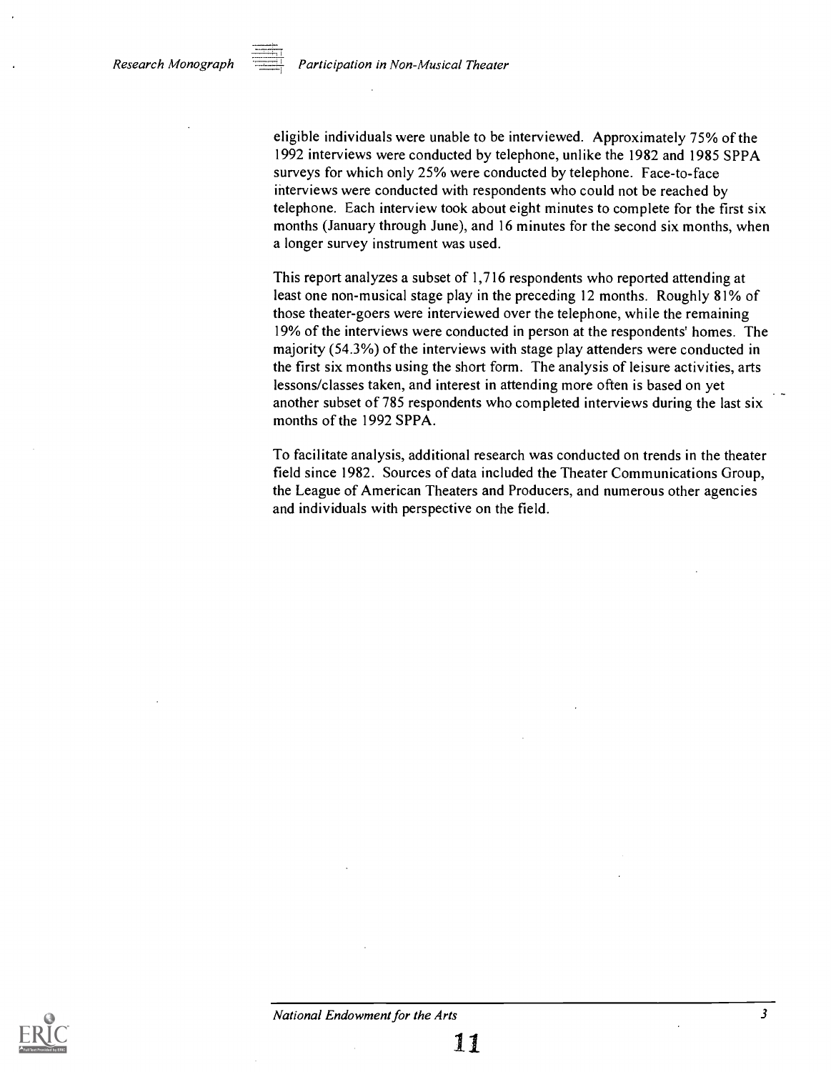eligible individuals were unable to be interviewed. Approximately 75% of the 1992 interviews were conducted by telephone, unlike the 1982 and 1985 SPPA surveys for which only 25% were conducted by telephone. Face-to-face interviews were conducted with respondents who could not be reached by telephone. Each interview took about eight minutes to complete for the first six months (January through June), and 16 minutes for the second six months, when a longer survey instrument was used.

This report analyzes a subset of 1,716 respondents who reported attending at least one non-musical stage play in the preceding 12 months. Roughly 81% of those theater-goers were interviewed over the telephone, while the remaining 19% of the interviews were conducted in person at the respondents' homes. The majority (54.3%) of the interviews with stage play attenders were conducted in the first six months using the short form. The analysis of leisure activities, arts lessons/classes taken, and interest in attending more often is based on yet another subset of 785 respondents who completed interviews during the last six months of the 1992 SPPA.

To facilitate analysis, additional research was conducted on trends in the theater field since 1982. Sources of data included the Theater Communications Group, the League of American Theaters and Producers, and numerous other agencies and individuals with perspective on the field.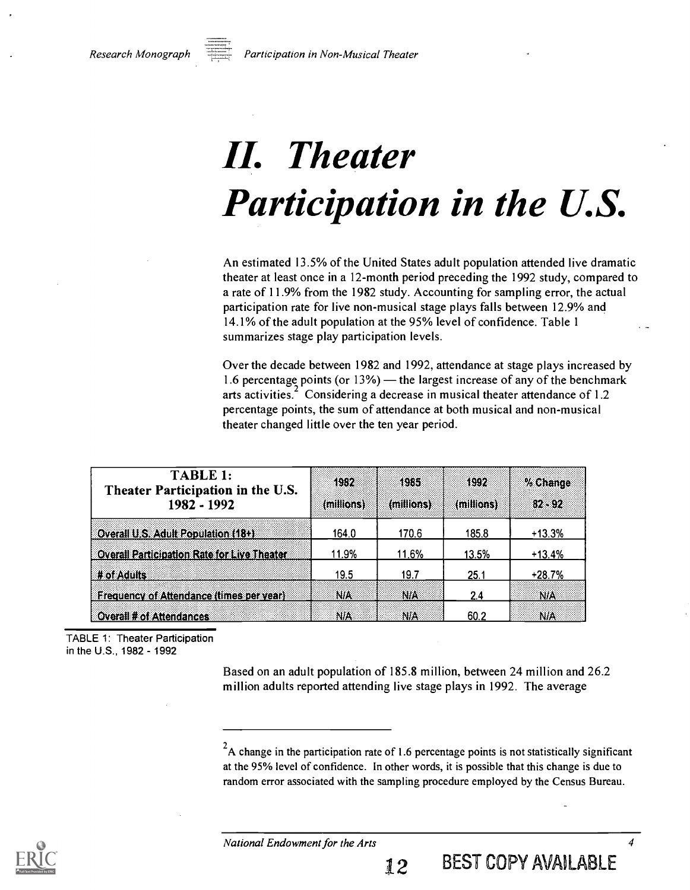# II. Theater Participation in the U.S.

An estimated 13.5% of the United States adult population attended live dramatic theater at least once in a 12-month period preceding the 1992 study, compared to a rate of 11.9% from the 1982 study. Accounting for sampling error, the actual participation rate for live non-musical stage plays falls between 12.9% and 14.1% of the adult population at the 95% level of confidence. Table 1 summarizes stage play participation levels.

Over the decade between 1982 and 1992, attendance at stage plays increased by 1.6 percentage points (or 13%) — the largest increase of any of the benchmark arts activities.[2] Considering a decrease in musical theater attendance of 1.2 percentage points, the sum of attendance at both musical and non-musical theater changed little over the ten year period.

| TABLE 1: Theater Participation in the U.S. 1982 - 1992 | 1982 (millions) | 1985 (millions) | 1992 (millions) | % Change 82 - 92 |
|---|---|---|---|---|
| Overall U.S. Adult Population (18+) | 164.0 | 170.6 | 185.8 | +13.3% |
| Overall Participation Rate for Live Theater | 11.9% | 11.6% | 13.5% | +13.4% |
| # of Adults | 19.5 | 19.7 | 25.1 | +28.7% |
| Frequency of Attendance (times per year) | N/A | N/A | 2.4 | N/A |
| Overall # of Attendances | N/A | N/A | 60.2 | N/A |

TABLE 1: Theater Participation in the U.S., 1982 - 1992

Based on an adult population of 185.8 million, between 24 million and 26.2 million adults reported attending live stage plays in 1992. The average

[2] A change in the participation rate of 1.6 percentage points is not statistically significant at the 95% level of confidence. In other words, it is possible that this change is due to random error associated with the sampling procedure employed by the Census Bureau.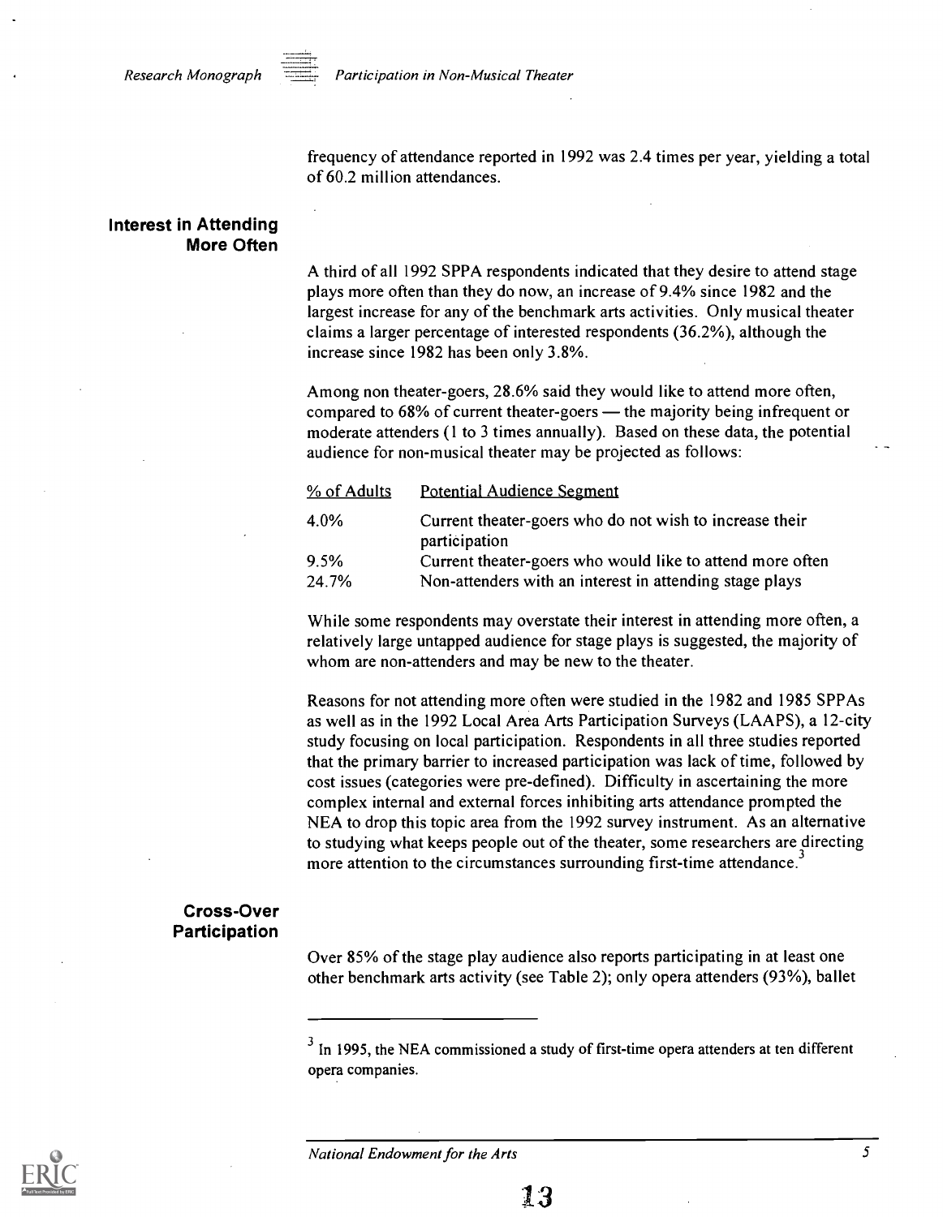frequency of attendance reported in 1992 was 2.4 times per year, yielding a total of 60.2 million attendances.

## Interest in Attending More Often

A third of all 1992 SPPA respondents indicated that they desire to attend stage plays more often than they do now, an increase of 9.4% since 1982 and the largest increase for any of the benchmark arts activities. Only musical theater claims a larger percentage of interested respondents (36.2%), although the increase since 1982 has been only 3.8%.

Among non theater-goers, 28.6% said they would like to attend more often, compared to 68% of current theater-goers — the majority being infrequent or moderate attenders (1 to 3 times annually). Based on these data, the potential audience for non-musical theater may be projected as follows:

| % of Adults | Potential Audience Segment |
|---|---|
| 4.0% | Current theater-goers who do not wish to increase their participation |
| 9.5% | Current theater-goers who would like to attend more often |
| 24.7% | Non-attenders with an interest in attending stage plays |

While some respondents may overstate their interest in attending more often, a relatively large untapped audience for stage plays is suggested, the majority of whom are non-attenders and may be new to the theater.

Reasons for not attending more often were studied in the 1982 and 1985 SPPAs as well as in the 1992 Local Area Arts Participation Surveys (LAAPS), a 12-city study focusing on local participation. Respondents in all three studies reported that the primary barrier to increased participation was lack of time, followed by cost issues (categories were pre-defined). Difficulty in ascertaining the more complex internal and external forces inhibiting arts attendance prompted the NEA to drop this topic area from the 1992 survey instrument. As an alternative to studying what keeps people out of the theater, some researchers are directing more attention to the circumstances surrounding first-time attendance.[3]

## Cross-Over Participation

Over 85% of the stage play audience also reports participating in at least one other benchmark arts activity (see Table 2); only opera attenders (93%), ballet

[3] In 1995, the NEA commissioned a study of first-time opera attenders at ten different opera companies.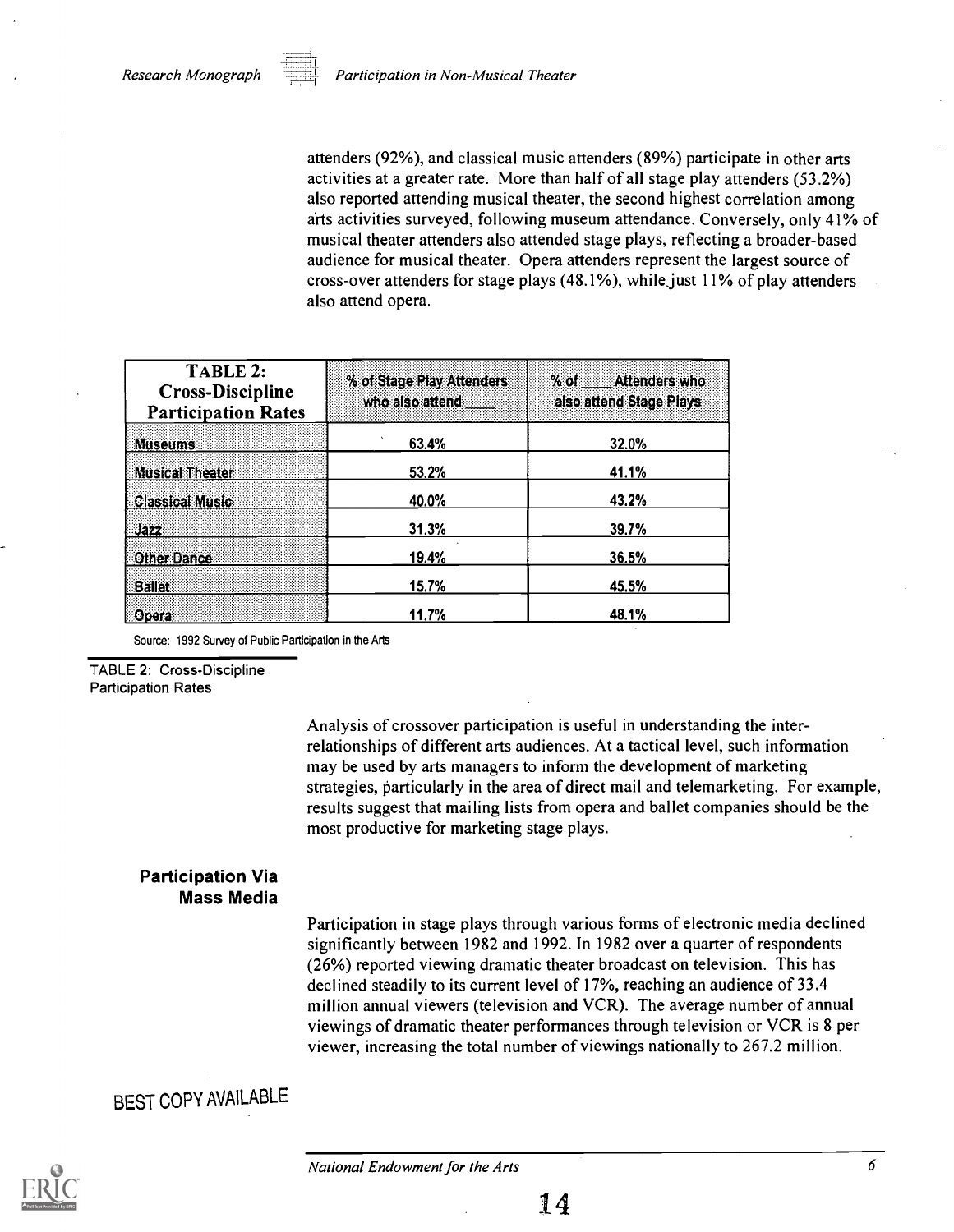attenders (92%), and classical music attenders (89%) participate in other arts activities at a greater rate. More than half of all stage play attenders (53.2%) also reported attending musical theater, the second highest correlation among arts activities surveyed, following museum attendance. Conversely, only 41% of musical theater attenders also attended stage plays, reflecting a broader-based audience for musical theater. Opera attenders represent the largest source of cross-over attenders for stage plays (48.1%), while just 11% of play attenders also attend opera.

| TABLE 2: Cross-Discipline Participation Rates | % of Stage Play Attenders who also attend ____ | % of ____ Attenders who also attend Stage Plays |
|---|---|---|
| Museums | 63.4% | 32.0% |
| Musical Theater | 53.2% | 41.1% |
| Classical Music | 40.0% | 43.2% |
| Jazz | 31.3% | 39.7% |
| Other Dance | 19.4% | 36.5% |
| Ballet | 15.7% | 45.5% |
| Opera | 11.7% | 48.1% |

Source: 1992 Survey of Public Participation in the Arts

TABLE 2: Cross-Discipline Participation Rates

Analysis of crossover participation is useful in understanding the inter-relationships of different arts audiences. At a tactical level, such information may be used by arts managers to inform the development of marketing strategies, particularly in the area of direct mail and telemarketing. For example, results suggest that mailing lists from opera and ballet companies should be the most productive for marketing stage plays.

## Participation Via Mass Media

Participation in stage plays through various forms of electronic media declined significantly between 1982 and 1992. In 1982 over a quarter of respondents (26%) reported viewing dramatic theater broadcast on television. This has declined steadily to its current level of 17%, reaching an audience of 33.4 million annual viewers (television and VCR). The average number of annual viewings of dramatic theater performances through television or VCR is 8 per viewer, increasing the total number of viewings nationally to 267.2 million.

BEST COPY AVAILABLE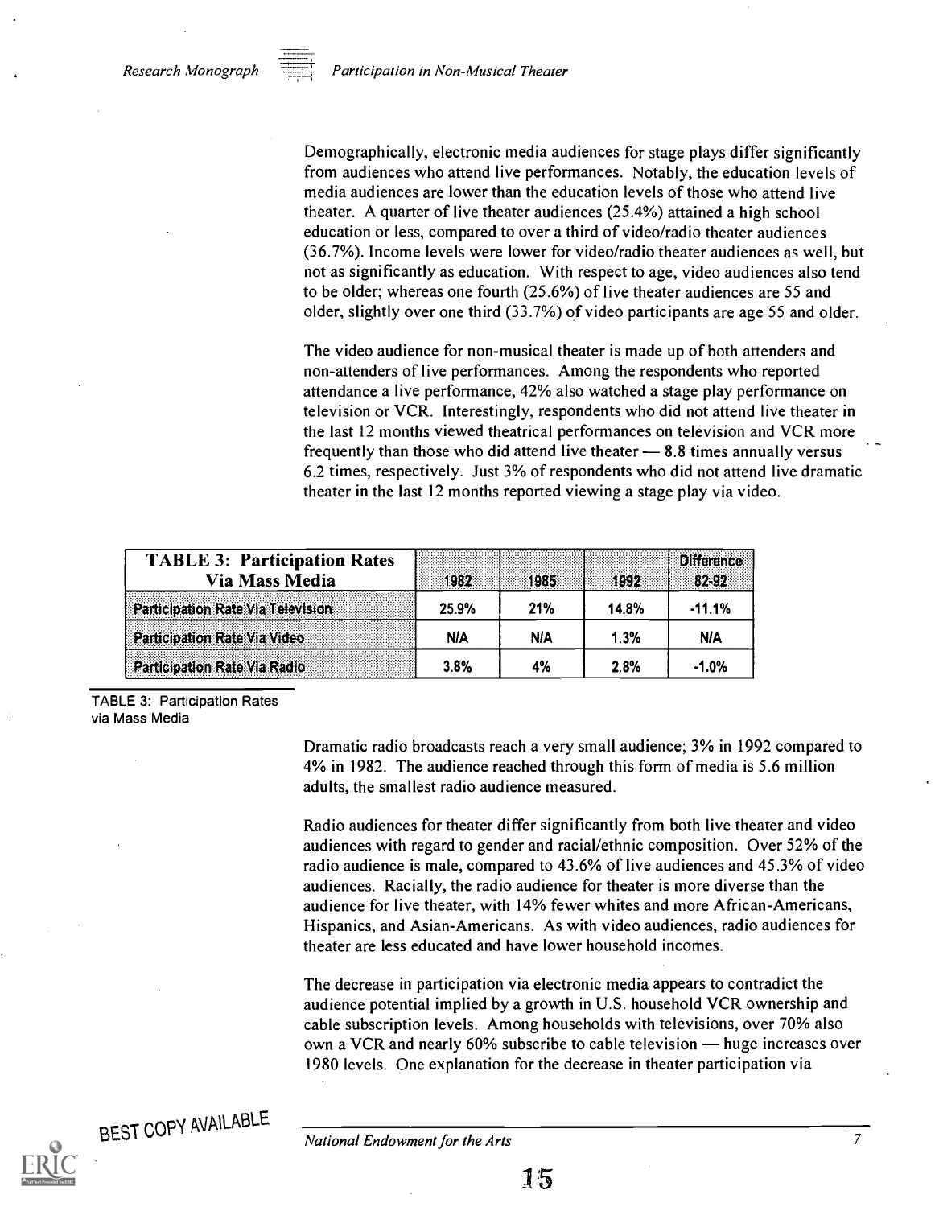Demographically, electronic media audiences for stage plays differ significantly from audiences who attend live performances. Notably, the education levels of media audiences are lower than the education levels of those who attend live theater. A quarter of live theater audiences (25.4%) attained a high school education or less, compared to over a third of video/radio theater audiences (36.7%). Income levels were lower for video/radio theater audiences as well, but not as significantly as education. With respect to age, video audiences also tend to be older; whereas one fourth (25.6%) of live theater audiences are 55 and older, slightly over one third (33.7%) of video participants are age 55 and older.

The video audience for non-musical theater is made up of both attenders and non-attenders of live performances. Among the respondents who reported attendance a live performance, 42% also watched a stage play performance on television or VCR. Interestingly, respondents who did not attend live theater in the last 12 months viewed theatrical performances on television and VCR more frequently than those who did attend live theater — 8.8 times annually versus 6.2 times, respectively. Just 3% of respondents who did not attend live dramatic theater in the last 12 months reported viewing a stage play via video.

| TABLE 3: Participation Rates Via Mass Media | 1982 | 1985 | 1992 | Difference 82-92 |
|---|---|---|---|---|
| Participation Rate Via Television | 25.9% | 21% | 14.8% | -11.1% |
| Participation Rate Via Video | N/A | N/A | 1.3% | N/A |
| Participation Rate Via Radio | 3.8% | 4% | 2.8% | -1.0% |

TABLE 3: Participation Rates via Mass Media

Dramatic radio broadcasts reach a very small audience; 3% in 1992 compared to 4% in 1982. The audience reached through this form of media is 5.6 million adults, the smallest radio audience measured.

Radio audiences for theater differ significantly from both live theater and video audiences with regard to gender and racial/ethnic composition. Over 52% of the radio audience is male, compared to 43.6% of live audiences and 45.3% of video audiences. Racially, the radio audience for theater is more diverse than the audience for live theater, with 14% fewer whites and more African-Americans, Hispanics, and Asian-Americans. As with video audiences, radio audiences for theater are less educated and have lower household incomes.

The decrease in participation via electronic media appears to contradict the audience potential implied by a growth in U.S. household VCR ownership and cable subscription levels. Among households with televisions, over 70% also own a VCR and nearly 60% subscribe to cable television — huge increases over 1980 levels. One explanation for the decrease in theater participation via

BEST COPY AVAILABLE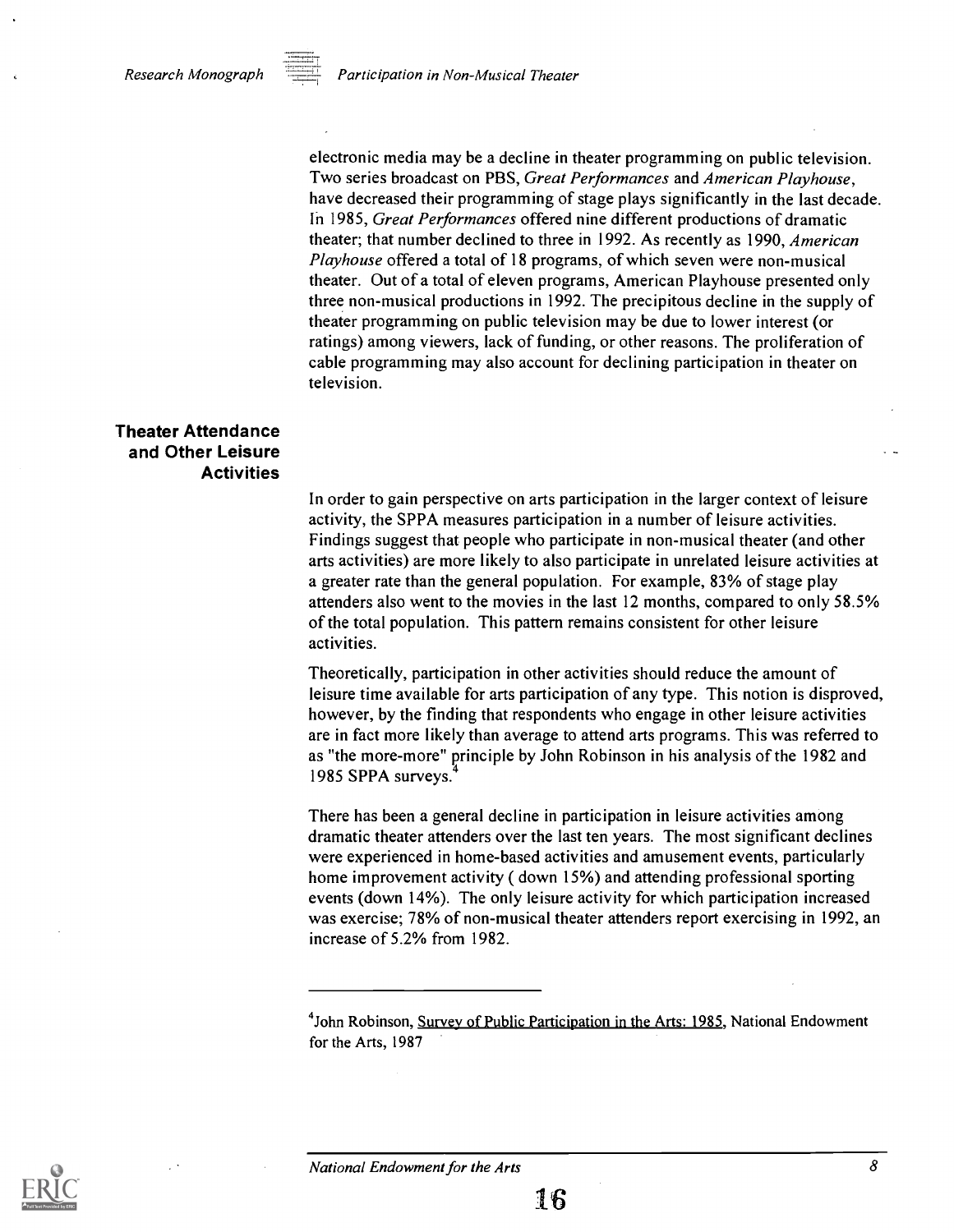electronic media may be a decline in theater programming on public television. Two series broadcast on PBS, *Great Performances* and *American Playhouse*, have decreased their programming of stage plays significantly in the last decade. In 1985, *Great Performances* offered nine different productions of dramatic theater; that number declined to three in 1992. As recently as 1990, *American Playhouse* offered a total of 18 programs, of which seven were non-musical theater. Out of a total of eleven programs, American Playhouse presented only three non-musical productions in 1992. The precipitous decline in the supply of theater programming on public television may be due to lower interest (or ratings) among viewers, lack of funding, or other reasons. The proliferation of cable programming may also account for declining participation in theater on television.

## Theater Attendance and Other Leisure Activities

In order to gain perspective on arts participation in the larger context of leisure activity, the SPPA measures participation in a number of leisure activities. Findings suggest that people who participate in non-musical theater (and other arts activities) are more likely to also participate in unrelated leisure activities at a greater rate than the general population. For example, 83% of stage play attenders also went to the movies in the last 12 months, compared to only 58.5% of the total population. This pattern remains consistent for other leisure activities.

Theoretically, participation in other activities should reduce the amount of leisure time available for arts participation of any type. This notion is disproved, however, by the finding that respondents who engage in other leisure activities are in fact more likely than average to attend arts programs. This was referred to as "the more-more" principle by John Robinson in his analysis of the 1982 and 1985 SPPA surveys.[4]

There has been a general decline in participation in leisure activities among dramatic theater attenders over the last ten years. The most significant declines were experienced in home-based activities and amusement events, particularly home improvement activity ( down 15%) and attending professional sporting events (down 14%). The only leisure activity for which participation increased was exercise; 78% of non-musical theater attenders report exercising in 1992, an increase of 5.2% from 1982.

---

[4]John Robinson, Survey of Public Participation in the Arts: 1985, National Endowment for the Arts, 1987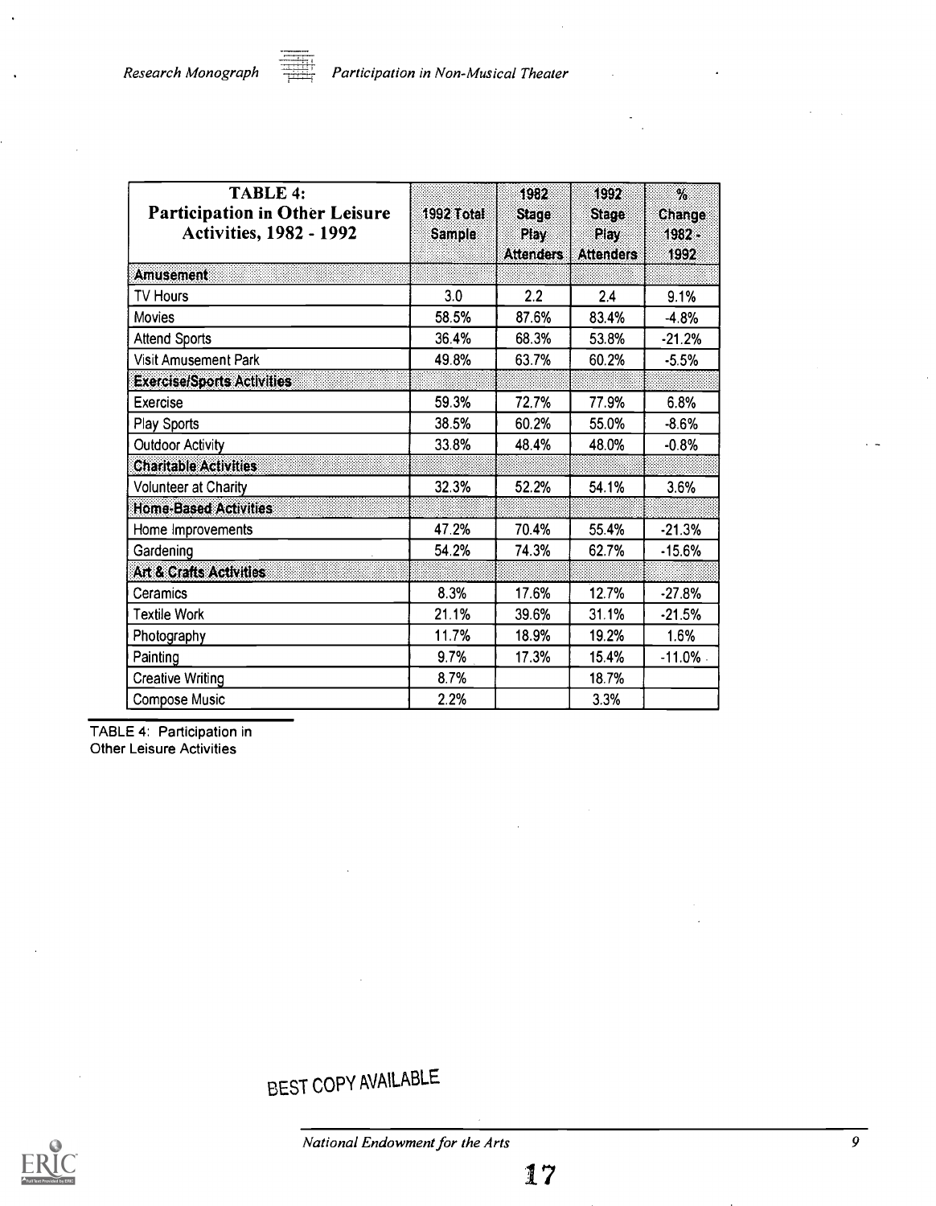| TABLE 4: Participation in Other Leisure Activities, 1982 - 1992 | 1992 Total Sample | 1982 Stage Play Attenders | 1992 Stage Play Attenders | % Change 1982 - 1992 |
|---|---|---|---|---|
| **Amusement** | | | | |
| TV Hours | 3.0 | 2.2 | 2.4 | 9.1% |
| Movies | 58.5% | 87.6% | 83.4% | -4.8% |
| Attend Sports | 36.4% | 68.3% | 53.8% | -21.2% |
| Visit Amusement Park | 49.8% | 63.7% | 60.2% | -5.5% |
| **Exercise/Sports Activities** | | | | |
| Exercise | 59.3% | 72.7% | 77.9% | 6.8% |
| Play Sports | 38.5% | 60.2% | 55.0% | -8.6% |
| Outdoor Activity | 33.8% | 48.4% | 48.0% | -0.8% |
| **Charitable Activities** | | | | |
| Volunteer at Charity | 32.3% | 52.2% | 54.1% | 3.6% |
| **Home-Based Activities** | | | | |
| Home Improvements | 47.2% | 70.4% | 55.4% | -21.3% |
| Gardening | 54.2% | 74.3% | 62.7% | -15.6% |
| **Art & Crafts Activities** | | | | |
| Ceramics | 8.3% | 17.6% | 12.7% | -27.8% |
| Textile Work | 21.1% | 39.6% | 31.1% | -21.5% |
| Photography | 11.7% | 18.9% | 19.2% | 1.6% |
| Painting | 9.7% | 17.3% | 15.4% | -11.0% |
| Creative Writing | 8.7% | | 18.7% | |
| Compose Music | 2.2% | | 3.3% | |

TABLE 4: Participation in Other Leisure Activities

BEST COPY AVAILABLE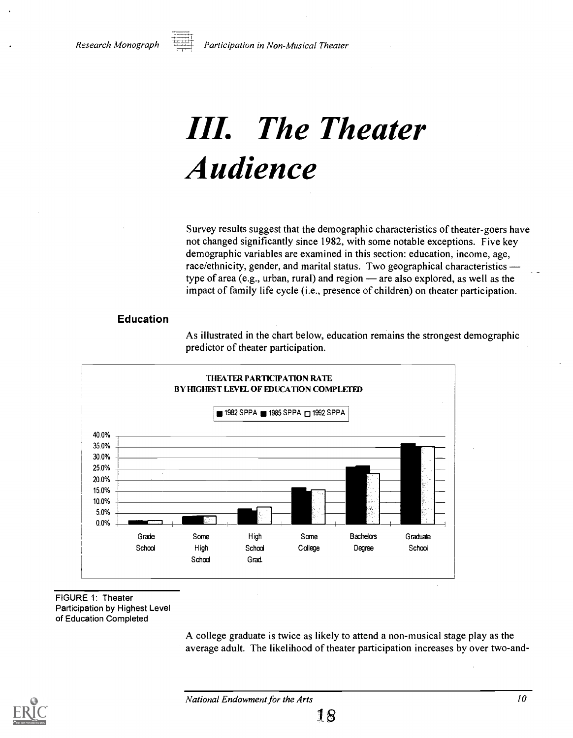# III. The Theater Audience

Survey results suggest that the demographic characteristics of theater-goers have not changed significantly since 1982, with some notable exceptions. Five key demographic variables are examined in this section: education, income, age, race/ethnicity, gender, and marital status. Two geographical characteristics — type of area (e.g., urban, rural) and region — are also explored, as well as the impact of family life cycle (i.e., presence of children) on theater participation.

## Education

As illustrated in the chart below, education remains the strongest demographic predictor of theater participation.

FIGURE 1: Theater Participation by Highest Level of Education Completed

A college graduate is twice as likely to attend a non-musical stage play as the average adult. The likelihood of theater participation increases by over two-and-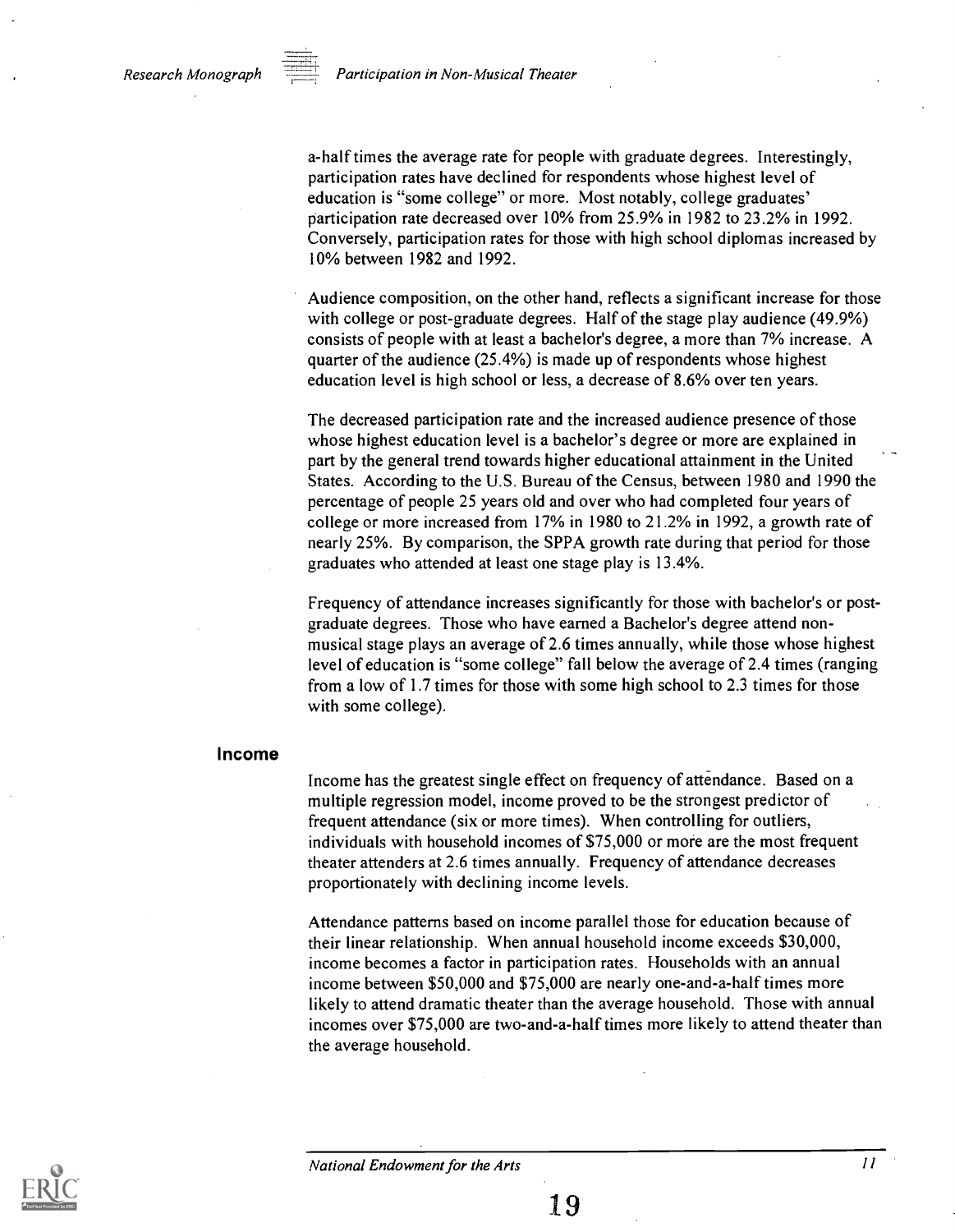a-half times the average rate for people with graduate degrees. Interestingly, participation rates have declined for respondents whose highest level of education is "some college" or more. Most notably, college graduates' participation rate decreased over 10% from 25.9% in 1982 to 23.2% in 1992. Conversely, participation rates for those with high school diplomas increased by 10% between 1982 and 1992.

Audience composition, on the other hand, reflects a significant increase for those with college or post-graduate degrees. Half of the stage play audience (49.9%) consists of people with at least a bachelor's degree, a more than 7% increase. A quarter of the audience (25.4%) is made up of respondents whose highest education level is high school or less, a decrease of 8.6% over ten years.

The decreased participation rate and the increased audience presence of those whose highest education level is a bachelor's degree or more are explained in part by the general trend towards higher educational attainment in the United States. According to the U.S. Bureau of the Census, between 1980 and 1990 the percentage of people 25 years old and over who had completed four years of college or more increased from 17% in 1980 to 21.2% in 1992, a growth rate of nearly 25%. By comparison, the SPPA growth rate during that period for those graduates who attended at least one stage play is 13.4%.

Frequency of attendance increases significantly for those with bachelor's or post-graduate degrees. Those who have earned a Bachelor's degree attend non-musical stage plays an average of 2.6 times annually, while those whose highest level of education is "some college" fall below the average of 2.4 times (ranging from a low of 1.7 times for those with some high school to 2.3 times for those with some college).

## Income

Income has the greatest single effect on frequency of attendance. Based on a multiple regression model, income proved to be the strongest predictor of frequent attendance (six or more times). When controlling for outliers, individuals with household incomes of $75,000 or more are the most frequent theater attenders at 2.6 times annually. Frequency of attendance decreases proportionately with declining income levels.

Attendance patterns based on income parallel those for education because of their linear relationship. When annual household income exceeds $30,000, income becomes a factor in participation rates. Households with an annual income between $50,000 and $75,000 are nearly one-and-a-half times more likely to attend dramatic theater than the average household. Those with annual incomes over $75,000 are two-and-a-half times more likely to attend theater than the average household.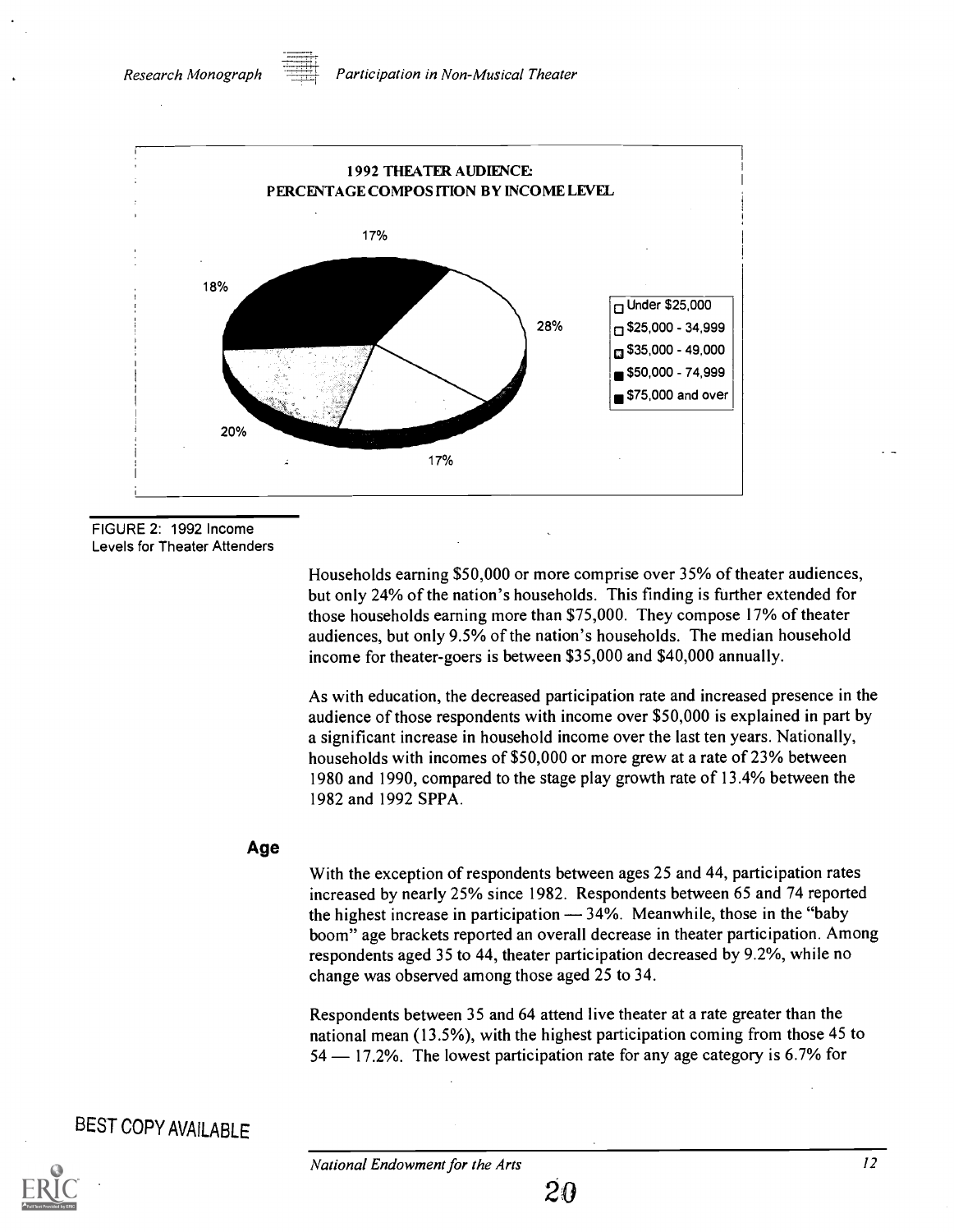**1992 THEATER AUDIENCE: PERCENTAGE COMPOSITION BY INCOME LEVEL**

17%

18%

28%

20%

17%

- Under $25,000
- $25,000 - 34,999
- $35,000 - 49,000
- $50,000 - 74,999
- $75,000 and over

FIGURE 2: 1992 Income Levels for Theater Attenders

Households earning $50,000 or more comprise over 35% of theater audiences, but only 24% of the nation's households. This finding is further extended for those households earning more than $75,000. They compose 17% of theater audiences, but only 9.5% of the nation's households. The median household income for theater-goers is between $35,000 and $40,000 annually.

As with education, the decreased participation rate and increased presence in the audience of those respondents with income over $50,000 is explained in part by a significant increase in household income over the last ten years. Nationally, households with incomes of $50,000 or more grew at a rate of 23% between 1980 and 1990, compared to the stage play growth rate of 13.4% between the 1982 and 1992 SPPA.

## Age

With the exception of respondents between ages 25 and 44, participation rates increased by nearly 25% since 1982. Respondents between 65 and 74 reported the highest increase in participation — 34%. Meanwhile, those in the "baby boom" age brackets reported an overall decrease in theater participation. Among respondents aged 35 to 44, theater participation decreased by 9.2%, while no change was observed among those aged 25 to 34.

Respondents between 35 and 64 attend live theater at a rate greater than the national mean (13.5%), with the highest participation coming from those 45 to 54 — 17.2%. The lowest participation rate for any age category is 6.7% for

BEST COPY AVAILABLE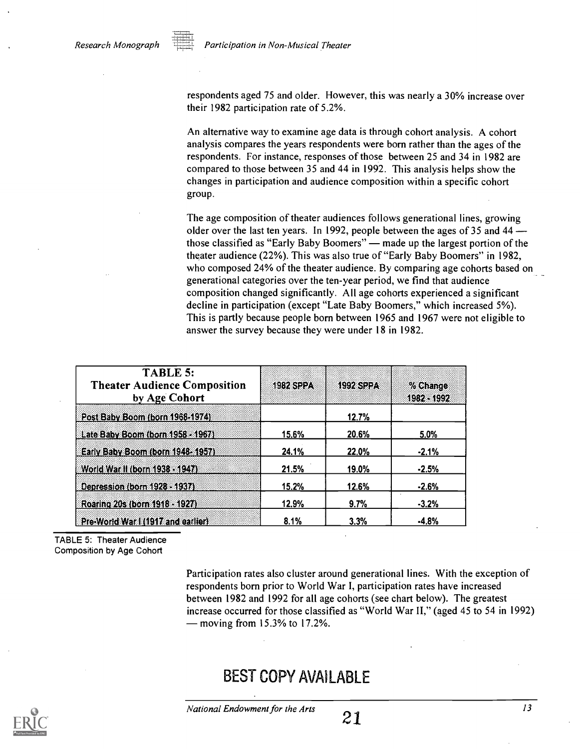respondents aged 75 and older. However, this was nearly a 30% increase over their 1982 participation rate of 5.2%.

An alternative way to examine age data is through cohort analysis. A cohort analysis compares the years respondents were born rather than the ages of the respondents. For instance, responses of those between 25 and 34 in 1982 are compared to those between 35 and 44 in 1992. This analysis helps show the changes in participation and audience composition within a specific cohort group.

The age composition of theater audiences follows generational lines, growing older over the last ten years. In 1992, people between the ages of 35 and 44 — those classified as "Early Baby Boomers" — made up the largest portion of the theater audience (22%). This was also true of "Early Baby Boomers" in 1982, who composed 24% of the theater audience. By comparing age cohorts based on generational categories over the ten-year period, we find that audience composition changed significantly. All age cohorts experienced a significant decline in participation (except "Late Baby Boomers," which increased 5%). This is partly because people born between 1965 and 1967 were not eligible to answer the survey because they were under 18 in 1982.

| TABLE 5: Theater Audience Composition by Age Cohort | 1982 SPPA | 1992 SPPA | % Change 1982 - 1992 |
|---|---|---|---|
| Post Baby Boom (born 1968-1974) | | 12.7% | |
| Late Baby Boom (born 1958 - 1967) | 15.6% | 20.6% | 5.0% |
| Early Baby Boom (born 1948- 1957) | 24.1% | 22.0% | -2.1% |
| World War II (born 1938 - 1947) | 21.5% | 19.0% | -2.5% |
| Depression (born 1928 - 1937) | 15.2% | 12.6% | -2.6% |
| Roaring 20s (born 1918 - 1927) | 12.9% | 9.7% | -3.2% |
| Pre-World War I (1917 and earlier) | 8.1% | 3.3% | -4.8% |

TABLE 5: Theater Audience Composition by Age Cohort

Participation rates also cluster around generational lines. With the exception of respondents born prior to World War I, participation rates have increased between 1982 and 1992 for all age cohorts (see chart below). The greatest increase occurred for those classified as "World War II," (aged 45 to 54 in 1992) — moving from 15.3% to 17.2%.

BEST COPY AVAILABLE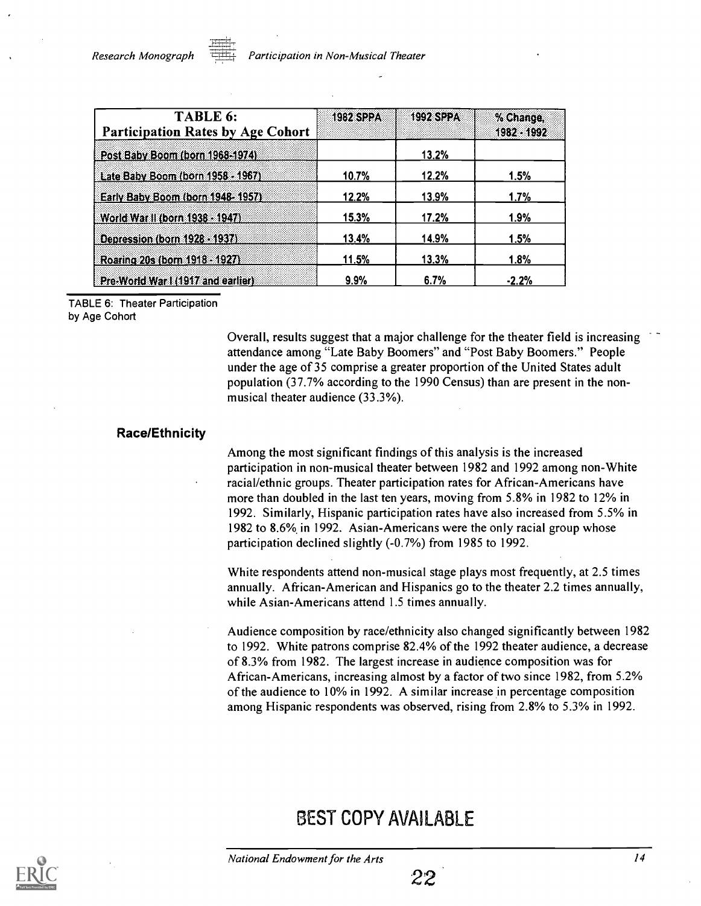| TABLE 6: Participation Rates by Age Cohort | 1982 SPPA | 1992 SPPA | % Change, 1982 - 1992 |
|---|---|---|---|
| Post Baby Boom (born 1968-1974) | | 13.2% | |
| Late Baby Boom (born 1958 - 1967) | 10.7% | 12.2% | 1.5% |
| Early Baby Boom (born 1948- 1957) | 12.2% | 13.9% | 1.7% |
| World War II (born 1938 - 1947) | 15.3% | 17.2% | 1.9% |
| Depression (born 1928 - 1937) | 13.4% | 14.9% | 1.5% |
| Roaring 20s (born 1918 - 1927) | 11.5% | 13.3% | 1.8% |
| Pre-World War I (1917 and earlier) | 9.9% | 6.7% | -2.2% |

TABLE 6: Theater Participation by Age Cohort

Overall, results suggest that a major challenge for the theater field is increasing attendance among "Late Baby Boomers" and "Post Baby Boomers." People under the age of 35 comprise a greater proportion of the United States adult population (37.7% according to the 1990 Census) than are present in the non-musical theater audience (33.3%).

### Race/Ethnicity

Among the most significant findings of this analysis is the increased participation in non-musical theater between 1982 and 1992 among non-White racial/ethnic groups. Theater participation rates for African-Americans have more than doubled in the last ten years, moving from 5.8% in 1982 to 12% in 1992. Similarly, Hispanic participation rates have also increased from 5.5% in 1982 to 8.6% in 1992. Asian-Americans were the only racial group whose participation declined slightly (-0.7%) from 1985 to 1992.

White respondents attend non-musical stage plays most frequently, at 2.5 times annually. African-American and Hispanics go to the theater 2.2 times annually, while Asian-Americans attend 1.5 times annually.

Audience composition by race/ethnicity also changed significantly between 1982 to 1992. White patrons comprise 82.4% of the 1992 theater audience, a decrease of 8.3% from 1982. The largest increase in audience composition was for African-Americans, increasing almost by a factor of two since 1982, from 5.2% of the audience to 10% in 1992. A similar increase in percentage composition among Hispanic respondents was observed, rising from 2.8% to 5.3% in 1992.

BEST COPY AVAILABLE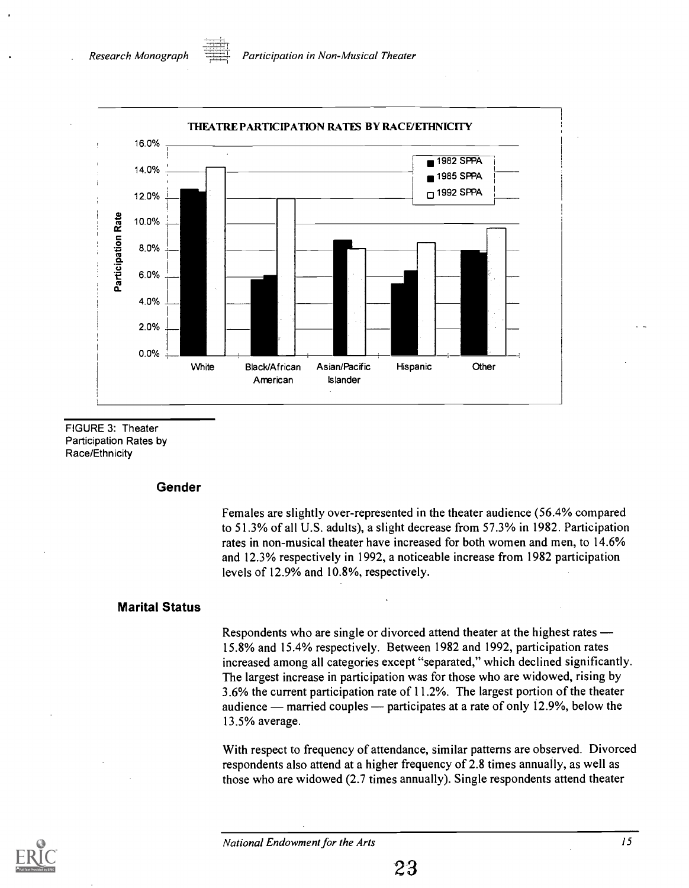THEATRE PARTICIPATION RATES BY RACE/ETHNICITY

FIGURE 3: Theater Participation Rates by Race/Ethnicity

### Gender

Females are slightly over-represented in the theater audience (56.4% compared to 51.3% of all U.S. adults), a slight decrease from 57.3% in 1982. Participation rates in non-musical theater have increased for both women and men, to 14.6% and 12.3% respectively in 1992, a noticeable increase from 1982 participation levels of 12.9% and 10.8%, respectively.

### Marital Status

Respondents who are single or divorced attend theater at the highest rates — 15.8% and 15.4% respectively. Between 1982 and 1992, participation rates increased among all categories except "separated," which declined significantly. The largest increase in participation was for those who are widowed, rising by 3.6% the current participation rate of 11.2%. The largest portion of the theater audience — married couples — participates at a rate of only 12.9%, below the 13.5% average.

With respect to frequency of attendance, similar patterns are observed. Divorced respondents also attend at a higher frequency of 2.8 times annually, as well as those who are widowed (2.7 times annually). Single respondents attend theater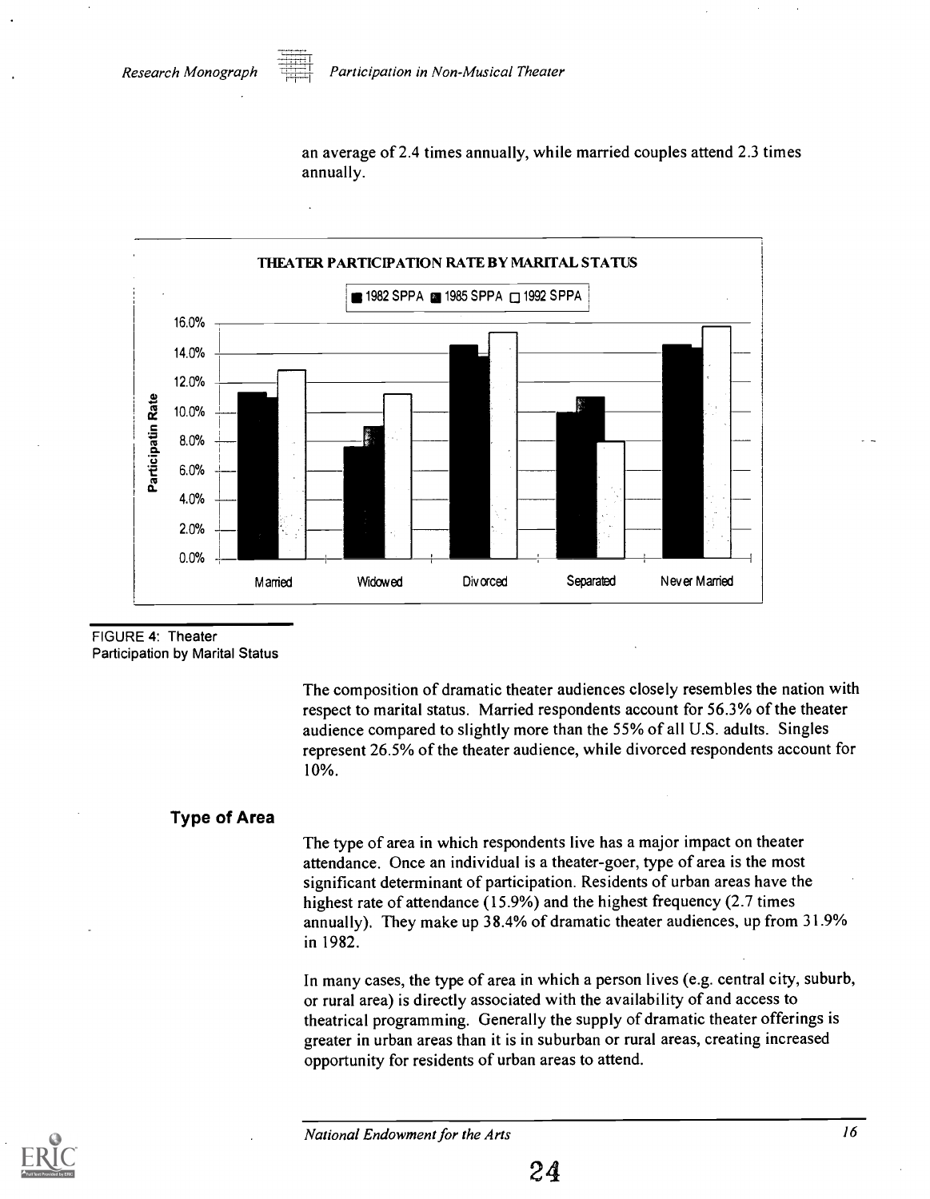an average of 2.4 times annually, while married couples attend 2.3 times annually.

FIGURE 4: Theater Participation by Marital Status

The composition of dramatic theater audiences closely resembles the nation with respect to marital status. Married respondents account for 56.3% of the theater audience compared to slightly more than the 55% of all U.S. adults. Singles represent 26.5% of the theater audience, while divorced respondents account for 10%.

## Type of Area

The type of area in which respondents live has a major impact on theater attendance. Once an individual is a theater-goer, type of area is the most significant determinant of participation. Residents of urban areas have the highest rate of attendance (15.9%) and the highest frequency (2.7 times annually). They make up 38.4% of dramatic theater audiences, up from 31.9% in 1982.

In many cases, the type of area in which a person lives (e.g. central city, suburb, or rural area) is directly associated with the availability of and access to theatrical programming. Generally the supply of dramatic theater offerings is greater in urban areas than it is in suburban or rural areas, creating increased opportunity for residents of urban areas to attend.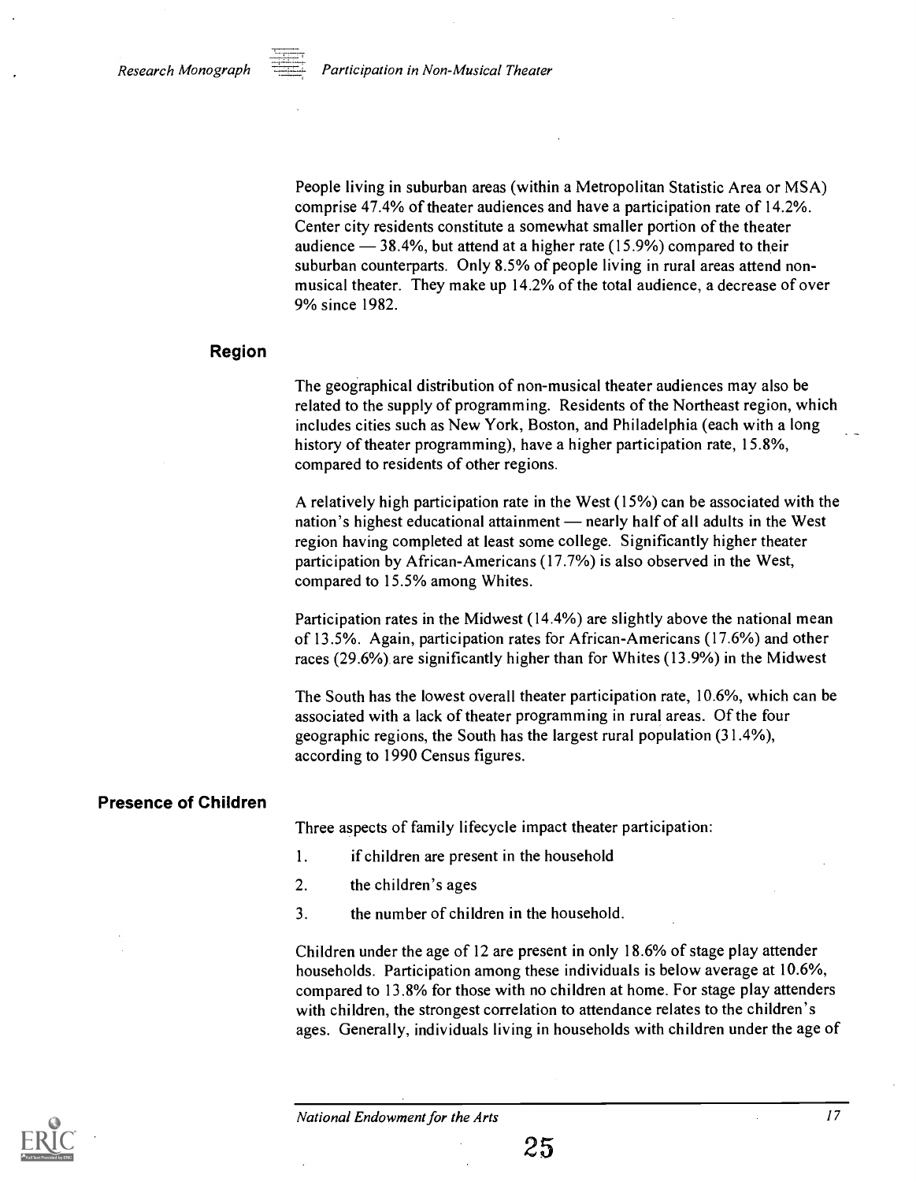People living in suburban areas (within a Metropolitan Statistic Area or MSA) comprise 47.4% of theater audiences and have a participation rate of 14.2%. Center city residents constitute a somewhat smaller portion of the theater audience — 38.4%, but attend at a higher rate (15.9%) compared to their suburban counterparts. Only 8.5% of people living in rural areas attend non-musical theater. They make up 14.2% of the total audience, a decrease of over 9% since 1982.

## Region

The geographical distribution of non-musical theater audiences may also be related to the supply of programming. Residents of the Northeast region, which includes cities such as New York, Boston, and Philadelphia (each with a long history of theater programming), have a higher participation rate, 15.8%, compared to residents of other regions.

A relatively high participation rate in the West (15%) can be associated with the nation's highest educational attainment — nearly half of all adults in the West region having completed at least some college. Significantly higher theater participation by African-Americans (17.7%) is also observed in the West, compared to 15.5% among Whites.

Participation rates in the Midwest (14.4%) are slightly above the national mean of 13.5%. Again, participation rates for African-Americans (17.6%) and other races (29.6%) are significantly higher than for Whites (13.9%) in the Midwest

The South has the lowest overall theater participation rate, 10.6%, which can be associated with a lack of theater programming in rural areas. Of the four geographic regions, the South has the largest rural population (31.4%), according to 1990 Census figures.

## Presence of Children

Three aspects of family lifecycle impact theater participation:

1. if children are present in the household
2. the children's ages
3. the number of children in the household.

Children under the age of 12 are present in only 18.6% of stage play attender households. Participation among these individuals is below average at 10.6%, compared to 13.8% for those with no children at home. For stage play attenders with children, the strongest correlation to attendance relates to the children's ages. Generally, individuals living in households with children under the age of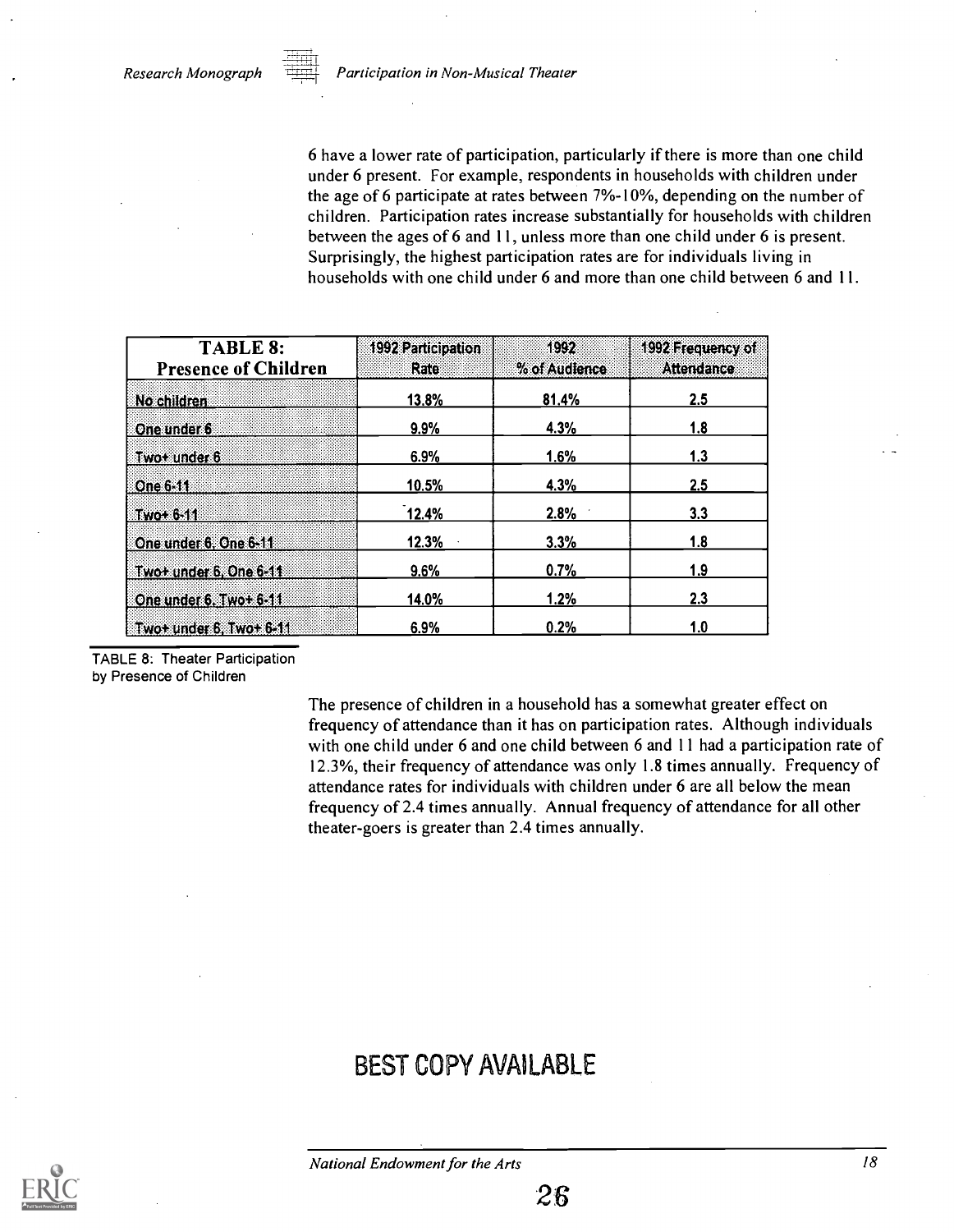6 have a lower rate of participation, particularly if there is more than one child under 6 present. For example, respondents in households with children under the age of 6 participate at rates between 7%-10%, depending on the number of children. Participation rates increase substantially for households with children between the ages of 6 and 11, unless more than one child under 6 is present. Surprisingly, the highest participation rates are for individuals living in households with one child under 6 and more than one child between 6 and 11.

| TABLE 8: Presence of Children | 1992 Participation Rate | 1992 % of Audience | 1992 Frequency of Attendance |
|---|---|---|---|
| No children | 13.8% | 81.4% | 2.5 |
| One under 6 | 9.9% | 4.3% | 1.8 |
| Two+ under 6 | 6.9% | 1.6% | 1.3 |
| One 6-11 | 10.5% | 4.3% | 2.5 |
| Two+ 6-11 | 12.4% | 2.8% | 3.3 |
| One under 6, One 6-11 | 12.3% | 3.3% | 1.8 |
| Two+ under 6, One 6-11 | 9.6% | 0.7% | 1.9 |
| One under 6, Two+ 6-11 | 14.0% | 1.2% | 2.3 |
| Two+ under 6, Two+ 6-11 | 6.9% | 0.2% | 1.0 |

TABLE 8: Theater Participation by Presence of Children

The presence of children in a household has a somewhat greater effect on frequency of attendance than it has on participation rates. Although individuals with one child under 6 and one child between 6 and 11 had a participation rate of 12.3%, their frequency of attendance was only 1.8 times annually. Frequency of attendance rates for individuals with children under 6 are all below the mean frequency of 2.4 times annually. Annual frequency of attendance for all other theater-goers is greater than 2.4 times annually.

BEST COPY AVAILABLE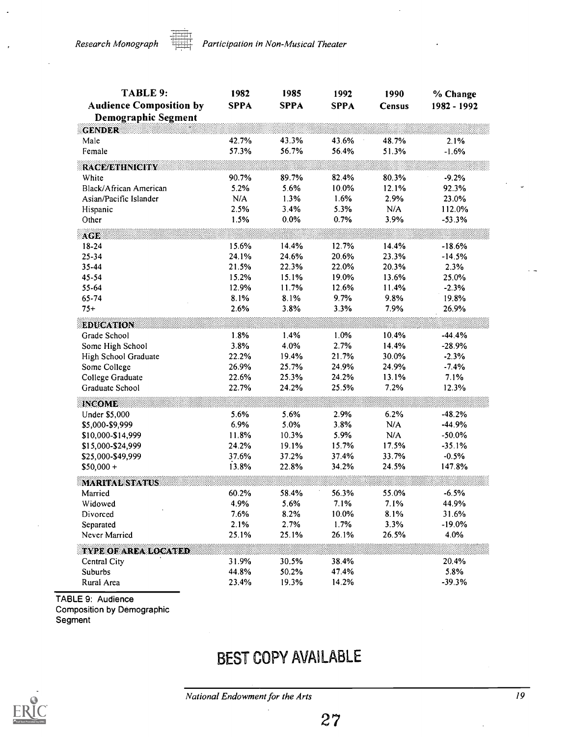| TABLE 9: Audience Composition by Demographic Segment | 1982 SPPA | 1985 SPPA | 1992 SPPA | 1990 Census | % Change 1982 - 1992 |
|---|---|---|---|---|---|
| **GENDER** | | | | | |
| Male | 42.7% | 43.3% | 43.6% | 48.7% | 2.1% |
| Female | 57.3% | 56.7% | 56.4% | 51.3% | -1.6% |
| **RACE/ETHNICITY** | | | | | |
| White | 90.7% | 89.7% | 82.4% | 80.3% | -9.2% |
| Black/African American | 5.2% | 5.6% | 10.0% | 12.1% | 92.3% |
| Asian/Pacific Islander | N/A | 1.3% | 1.6% | 2.9% | 23.0% |
| Hispanic | 2.5% | 3.4% | 5.3% | N/A | 112.0% |
| Other | 1.5% | 0.0% | 0.7% | 3.9% | -53.3% |
| **AGE** | | | | | |
| 18-24 | 15.6% | 14.4% | 12.7% | 14.4% | -18.6% |
| 25-34 | 24.1% | 24.6% | 20.6% | 23.3% | -14.5% |
| 35-44 | 21.5% | 22.3% | 22.0% | 20.3% | 2.3% |
| 45-54 | 15.2% | 15.1% | 19.0% | 13.6% | 25.0% |
| 55-64 | 12.9% | 11.7% | 12.6% | 11.4% | -2.3% |
| 65-74 | 8.1% | 8.1% | 9.7% | 9.8% | 19.8% |
| 75+ | 2.6% | 3.8% | 3.3% | 7.9% | 26.9% |
| **EDUCATION** | | | | | |
| Grade School | 1.8% | 1.4% | 1.0% | 10.4% | -44.4% |
| Some High School | 3.8% | 4.0% | 2.7% | 14.4% | -28.9% |
| High School Graduate | 22.2% | 19.4% | 21.7% | 30.0% | -2.3% |
| Some College | 26.9% | 25.7% | 24.9% | 24.9% | -7.4% |
| College Graduate | 22.6% | 25.3% | 24.2% | 13.1% | 7.1% |
| Graduate School | 22.7% | 24.2% | 25.5% | 7.2% | 12.3% |
| **INCOME** | | | | | |
| Under $5,000 | 5.6% | 5.6% | 2.9% | 6.2% | -48.2% |
| $5,000-$9,999 | 6.9% | 5.0% | 3.8% | N/A | -44.9% |
| $10,000-$14,999 | 11.8% | 10.3% | 5.9% | N/A | -50.0% |
| $15,000-$24,999 | 24.2% | 19.1% | 15.7% | 17.5% | -35.1% |
| $25,000-$49,999 | 37.6% | 37.2% | 37.4% | 33.7% | -0.5% |
| $50,000 + | 13.8% | 22.8% | 34.2% | 24.5% | 147.8% |
| **MARITAL STATUS** | | | | | |
| Married | 60.2% | 58.4% | 56.3% | 55.0% | -6.5% |
| Widowed | 4.9% | 5.6% | 7.1% | 7.1% | 44.9% |
| Divorced | 7.6% | 8.2% | 10.0% | 8.1% | 31.6% |
| Separated | 2.1% | 2.7% | 1.7% | 3.3% | -19.0% |
| Never Married | 25.1% | 25.1% | 26.1% | 26.5% | 4.0% |
| **TYPE OF AREA LOCATED** | | | | | |
| Central City | 31.9% | 30.5% | 38.4% | | 20.4% |
| Suburbs | 44.8% | 50.2% | 47.4% | | 5.8% |
| Rural Area | 23.4% | 19.3% | 14.2% | | -39.3% |

TABLE 9: Audience Composition by Demographic Segment

BEST COPY AVAILABLE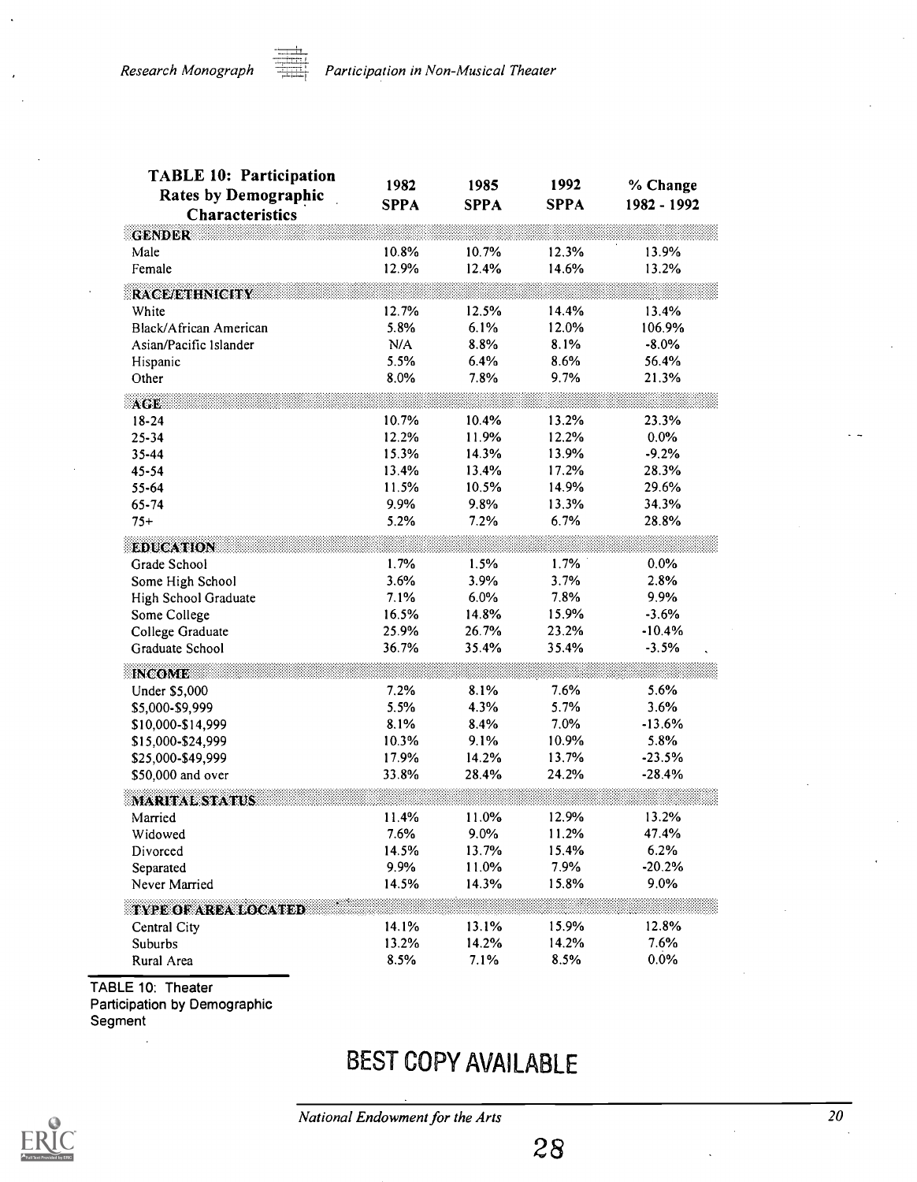| TABLE 10: Participation Rates by Demographic Characteristics | 1982 SPPA | 1985 SPPA | 1992 SPPA | % Change 1982 - 1992 |
|---|---|---|---|---|
| **GENDER** | | | | |
| Male | 10.8% | 10.7% | 12.3% | 13.9% |
| Female | 12.9% | 12.4% | 14.6% | 13.2% |
| **RACE/ETHNICITY** | | | | |
| White | 12.7% | 12.5% | 14.4% | 13.4% |
| Black/African American | 5.8% | 6.1% | 12.0% | 106.9% |
| Asian/Pacific Islander | N/A | 8.8% | 8.1% | -8.0% |
| Hispanic | 5.5% | 6.4% | 8.6% | 56.4% |
| Other | 8.0% | 7.8% | 9.7% | 21.3% |
| **AGE** | | | | |
| 18-24 | 10.7% | 10.4% | 13.2% | 23.3% |
| 25-34 | 12.2% | 11.9% | 12.2% | 0.0% |
| 35-44 | 15.3% | 14.3% | 13.9% | -9.2% |
| 45-54 | 13.4% | 13.4% | 17.2% | 28.3% |
| 55-64 | 11.5% | 10.5% | 14.9% | 29.6% |
| 65-74 | 9.9% | 9.8% | 13.3% | 34.3% |
| 75+ | 5.2% | 7.2% | 6.7% | 28.8% |
| **EDUCATION** | | | | |
| Grade School | 1.7% | 1.5% | 1.7% | 0.0% |
| Some High School | 3.6% | 3.9% | 3.7% | 2.8% |
| High School Graduate | 7.1% | 6.0% | 7.8% | 9.9% |
| Some College | 16.5% | 14.8% | 15.9% | -3.6% |
| College Graduate | 25.9% | 26.7% | 23.2% | -10.4% |
| Graduate School | 36.7% | 35.4% | 35.4% | -3.5% |
| **INCOME** | | | | |
| Under $5,000 | 7.2% | 8.1% | 7.6% | 5.6% |
| $5,000-$9,999 | 5.5% | 4.3% | 5.7% | 3.6% |
| $10,000-$14,999 | 8.1% | 8.4% | 7.0% | -13.6% |
| $15,000-$24,999 | 10.3% | 9.1% | 10.9% | 5.8% |
| $25,000-$49,999 | 17.9% | 14.2% | 13.7% | -23.5% |
| $50,000 and over | 33.8% | 28.4% | 24.2% | -28.4% |
| **MARITAL STATUS** | | | | |
| Married | 11.4% | 11.0% | 12.9% | 13.2% |
| Widowed | 7.6% | 9.0% | 11.2% | 47.4% |
| Divorced | 14.5% | 13.7% | 15.4% | 6.2% |
| Separated | 9.9% | 11.0% | 7.9% | -20.2% |
| Never Married | 14.5% | 14.3% | 15.8% | 9.0% |
| **TYPE OF AREA LOCATED** | | | | |
| Central City | 14.1% | 13.1% | 15.9% | 12.8% |
| Suburbs | 13.2% | 14.2% | 14.2% | 7.6% |
| Rural Area | 8.5% | 7.1% | 8.5% | 0.0% |

TABLE 10: Theater Participation by Demographic Segment

BEST COPY AVAILABLE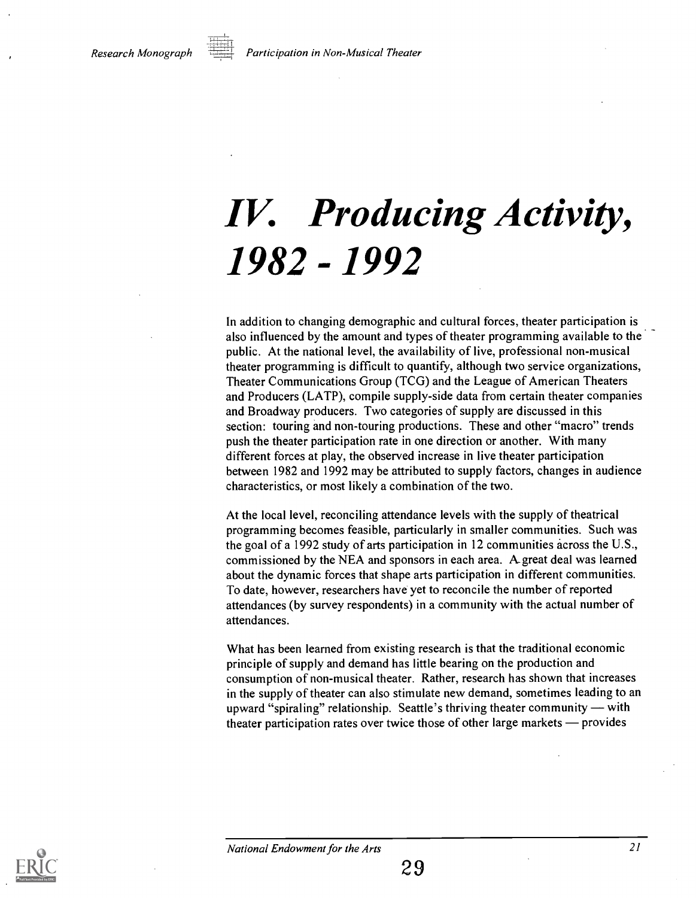# IV. Producing Activity, 1982 - 1992

In addition to changing demographic and cultural forces, theater participation is also influenced by the amount and types of theater programming available to the public. At the national level, the availability of live, professional non-musical theater programming is difficult to quantify, although two service organizations, Theater Communications Group (TCG) and the League of American Theaters and Producers (LATP), compile supply-side data from certain theater companies and Broadway producers. Two categories of supply are discussed in this section: touring and non-touring productions. These and other "macro" trends push the theater participation rate in one direction or another. With many different forces at play, the observed increase in live theater participation between 1982 and 1992 may be attributed to supply factors, changes in audience characteristics, or most likely a combination of the two.

At the local level, reconciling attendance levels with the supply of theatrical programming becomes feasible, particularly in smaller communities. Such was the goal of a 1992 study of arts participation in 12 communities across the U.S., commissioned by the NEA and sponsors in each area. A great deal was learned about the dynamic forces that shape arts participation in different communities. To date, however, researchers have yet to reconcile the number of reported attendances (by survey respondents) in a community with the actual number of attendances.

What has been learned from existing research is that the traditional economic principle of supply and demand has little bearing on the production and consumption of non-musical theater. Rather, research has shown that increases in the supply of theater can also stimulate new demand, sometimes leading to an upward "spiraling" relationship. Seattle's thriving theater community — with theater participation rates over twice those of other large markets — provides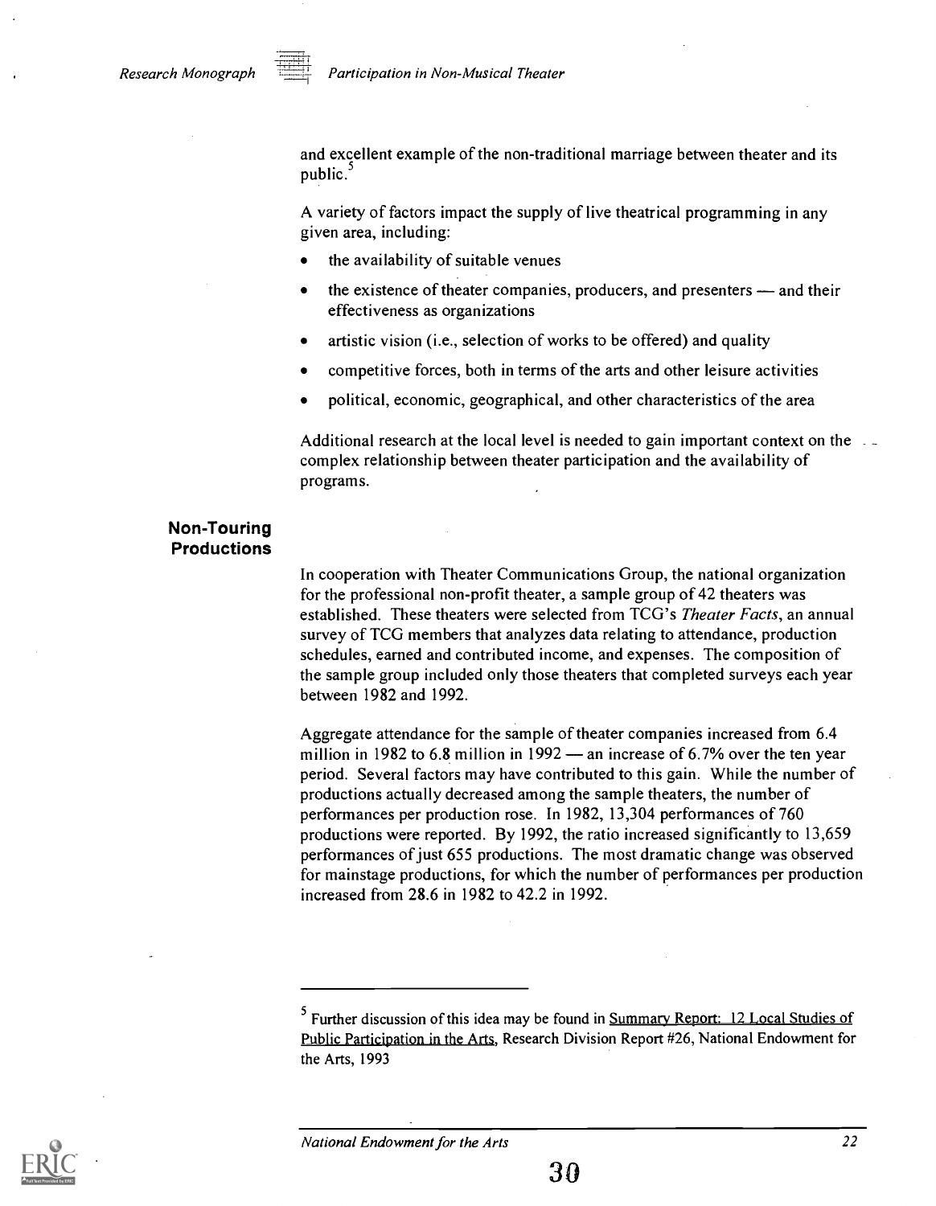and excellent example of the non-traditional marriage between theater and its public.[5]

A variety of factors impact the supply of live theatrical programming in any given area, including:

- the availability of suitable venues
- the existence of theater companies, producers, and presenters — and their effectiveness as organizations
- artistic vision (i.e., selection of works to be offered) and quality
- competitive forces, both in terms of the arts and other leisure activities
- political, economic, geographical, and other characteristics of the area

Additional research at the local level is needed to gain important context on the complex relationship between theater participation and the availability of programs.

## Non-Touring Productions

In cooperation with Theater Communications Group, the national organization for the professional non-profit theater, a sample group of 42 theaters was established. These theaters were selected from TCG's *Theater Facts*, an annual survey of TCG members that analyzes data relating to attendance, production schedules, earned and contributed income, and expenses. The composition of the sample group included only those theaters that completed surveys each year between 1982 and 1992.

Aggregate attendance for the sample of theater companies increased from 6.4 million in 1982 to 6.8 million in 1992 — an increase of 6.7% over the ten year period. Several factors may have contributed to this gain. While the number of productions actually decreased among the sample theaters, the number of performances per production rose. In 1982, 13,304 performances of 760 productions were reported. By 1992, the ratio increased significantly to 13,659 performances of just 655 productions. The most dramatic change was observed for mainstage productions, for which the number of performances per production increased from 28.6 in 1982 to 42.2 in 1992.

---

[5] Further discussion of this idea may be found in Summary Report: 12 Local Studies of Public Participation in the Arts, Research Division Report #26, National Endowment for the Arts, 1993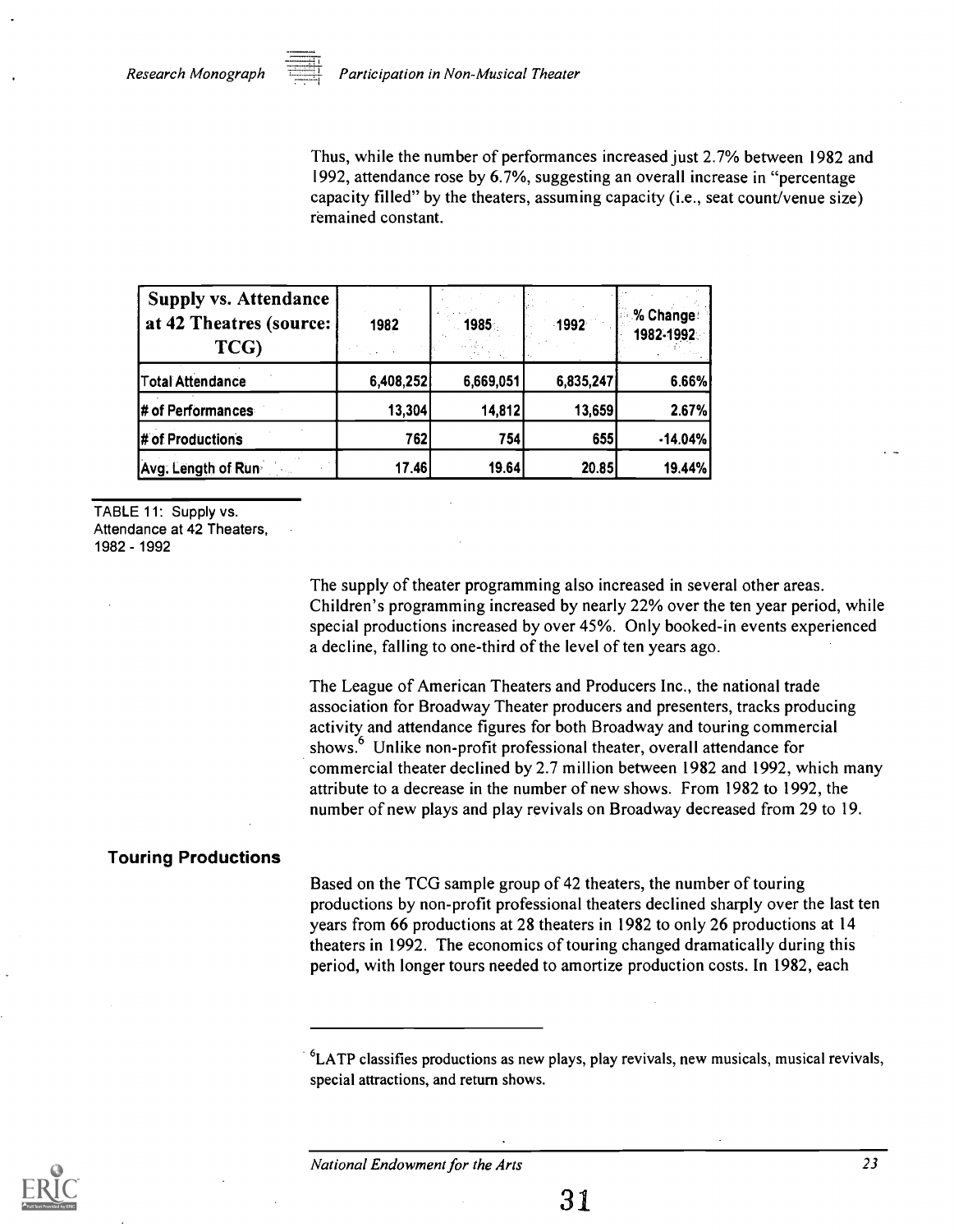Thus, while the number of performances increased just 2.7% between 1982 and 1992, attendance rose by 6.7%, suggesting an overall increase in "percentage capacity filled" by the theaters, assuming capacity (i.e., seat count/venue size) remained constant.

| Supply vs. Attendance at 42 Theatres (source: TCG) | 1982 | 1985 | 1992 | % Change 1982-1992 |
|---|---|---|---|---|
| Total Attendance | 6,408,252 | 6,669,051 | 6,835,247 | 6.66% |
| # of Performances | 13,304 | 14,812 | 13,659 | 2.67% |
| # of Productions | 762 | 754 | 655 | -14.04% |
| Avg. Length of Run | 17.46 | 19.64 | 20.85 | 19.44% |

TABLE 11: Supply vs. Attendance at 42 Theaters, 1982 - 1992

The supply of theater programming also increased in several other areas. Children's programming increased by nearly 22% over the ten year period, while special productions increased by over 45%. Only booked-in events experienced a decline, falling to one-third of the level of ten years ago.

The League of American Theaters and Producers Inc., the national trade association for Broadway Theater producers and presenters, tracks producing activity and attendance figures for both Broadway and touring commercial shows.[6] Unlike non-profit professional theater, overall attendance for commercial theater declined by 2.7 million between 1982 and 1992, which many attribute to a decrease in the number of new shows. From 1982 to 1992, the number of new plays and play revivals on Broadway decreased from 29 to 19.

## Touring Productions

Based on the TCG sample group of 42 theaters, the number of touring productions by non-profit professional theaters declined sharply over the last ten years from 66 productions at 28 theaters in 1982 to only 26 productions at 14 theaters in 1992. The economics of touring changed dramatically during this period, with longer tours needed to amortize production costs. In 1982, each

[6] LATP classifies productions as new plays, play revivals, new musicals, musical revivals, special attractions, and return shows.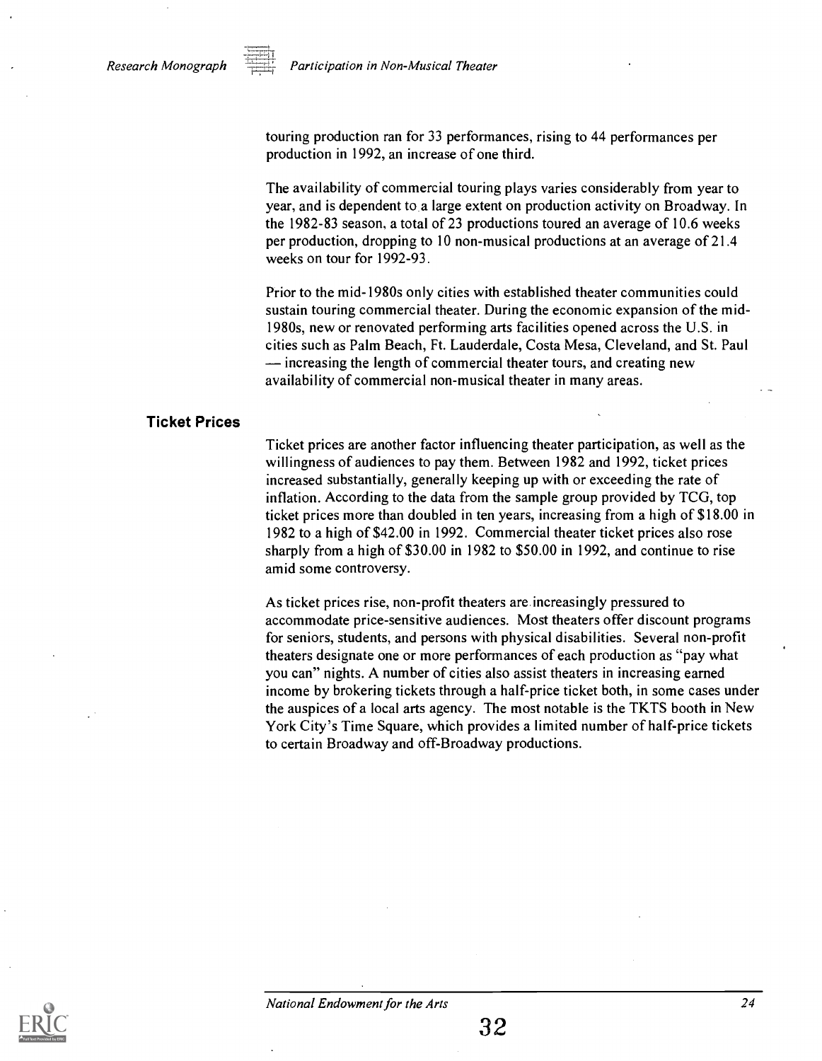touring production ran for 33 performances, rising to 44 performances per production in 1992, an increase of one third.

The availability of commercial touring plays varies considerably from year to year, and is dependent to a large extent on production activity on Broadway. In the 1982-83 season, a total of 23 productions toured an average of 10.6 weeks per production, dropping to 10 non-musical productions at an average of 21.4 weeks on tour for 1992-93.

Prior to the mid-1980s only cities with established theater communities could sustain touring commercial theater. During the economic expansion of the mid-1980s, new or renovated performing arts facilities opened across the U.S. in cities such as Palm Beach, Ft. Lauderdale, Costa Mesa, Cleveland, and St. Paul — increasing the length of commercial theater tours, and creating new availability of commercial non-musical theater in many areas.

## Ticket Prices

Ticket prices are another factor influencing theater participation, as well as the willingness of audiences to pay them. Between 1982 and 1992, ticket prices increased substantially, generally keeping up with or exceeding the rate of inflation. According to the data from the sample group provided by TCG, top ticket prices more than doubled in ten years, increasing from a high of $18.00 in 1982 to a high of $42.00 in 1992. Commercial theater ticket prices also rose sharply from a high of $30.00 in 1982 to $50.00 in 1992, and continue to rise amid some controversy.

As ticket prices rise, non-profit theaters are increasingly pressured to accommodate price-sensitive audiences. Most theaters offer discount programs for seniors, students, and persons with physical disabilities. Several non-profit theaters designate one or more performances of each production as "pay what you can" nights. A number of cities also assist theaters in increasing earned income by brokering tickets through a half-price ticket both, in some cases under the auspices of a local arts agency. The most notable is the TKTS booth in New York City's Time Square, which provides a limited number of half-price tickets to certain Broadway and off-Broadway productions.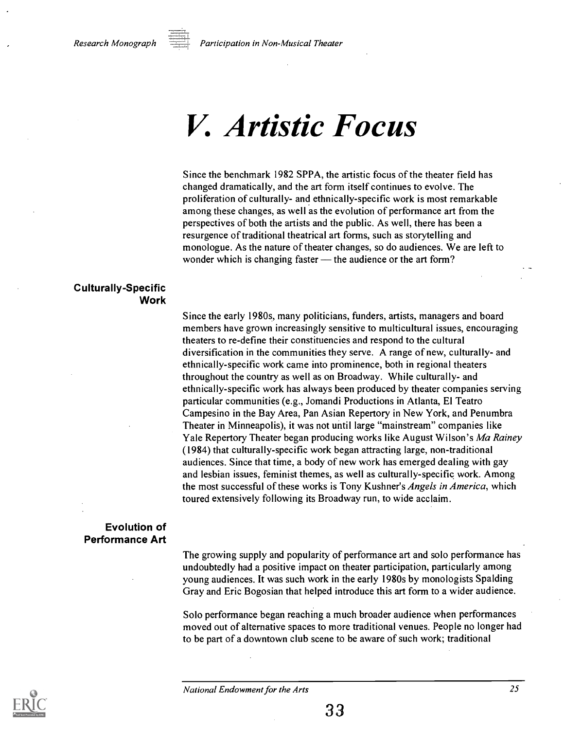# V. Artistic Focus

Since the benchmark 1982 SPPA, the artistic focus of the theater field has changed dramatically, and the art form itself continues to evolve. The proliferation of culturally- and ethnically-specific work is most remarkable among these changes, as well as the evolution of performance art from the perspectives of both the artists and the public. As well, there has been a resurgence of traditional theatrical art forms, such as storytelling and monologue. As the nature of theater changes, so do audiences. We are left to wonder which is changing faster — the audience or the art form?

## Culturally-Specific Work

Since the early 1980s, many politicians, funders, artists, managers and board members have grown increasingly sensitive to multicultural issues, encouraging theaters to re-define their constituencies and respond to the cultural diversification in the communities they serve. A range of new, culturally- and ethnically-specific work came into prominence, both in regional theaters throughout the country as well as on Broadway. While culturally- and ethnically-specific work has always been produced by theater companies serving particular communities (e.g., Jomandi Productions in Atlanta, El Teatro Campesino in the Bay Area, Pan Asian Repertory in New York, and Penumbra Theater in Minneapolis), it was not until large "mainstream" companies like Yale Repertory Theater began producing works like August Wilson's *Ma Rainey* (1984) that culturally-specific work began attracting large, non-traditional audiences. Since that time, a body of new work has emerged dealing with gay and lesbian issues, feminist themes, as well as culturally-specific work. Among the most successful of these works is Tony Kushner's *Angels in America*, which toured extensively following its Broadway run, to wide acclaim.

## Evolution of Performance Art

The growing supply and popularity of performance art and solo performance has undoubtedly had a positive impact on theater participation, particularly among young audiences. It was such work in the early 1980s by monologists Spalding Gray and Eric Bogosian that helped introduce this art form to a wider audience.

Solo performance began reaching a much broader audience when performances moved out of alternative spaces to more traditional venues. People no longer had to be part of a downtown club scene to be aware of such work; traditional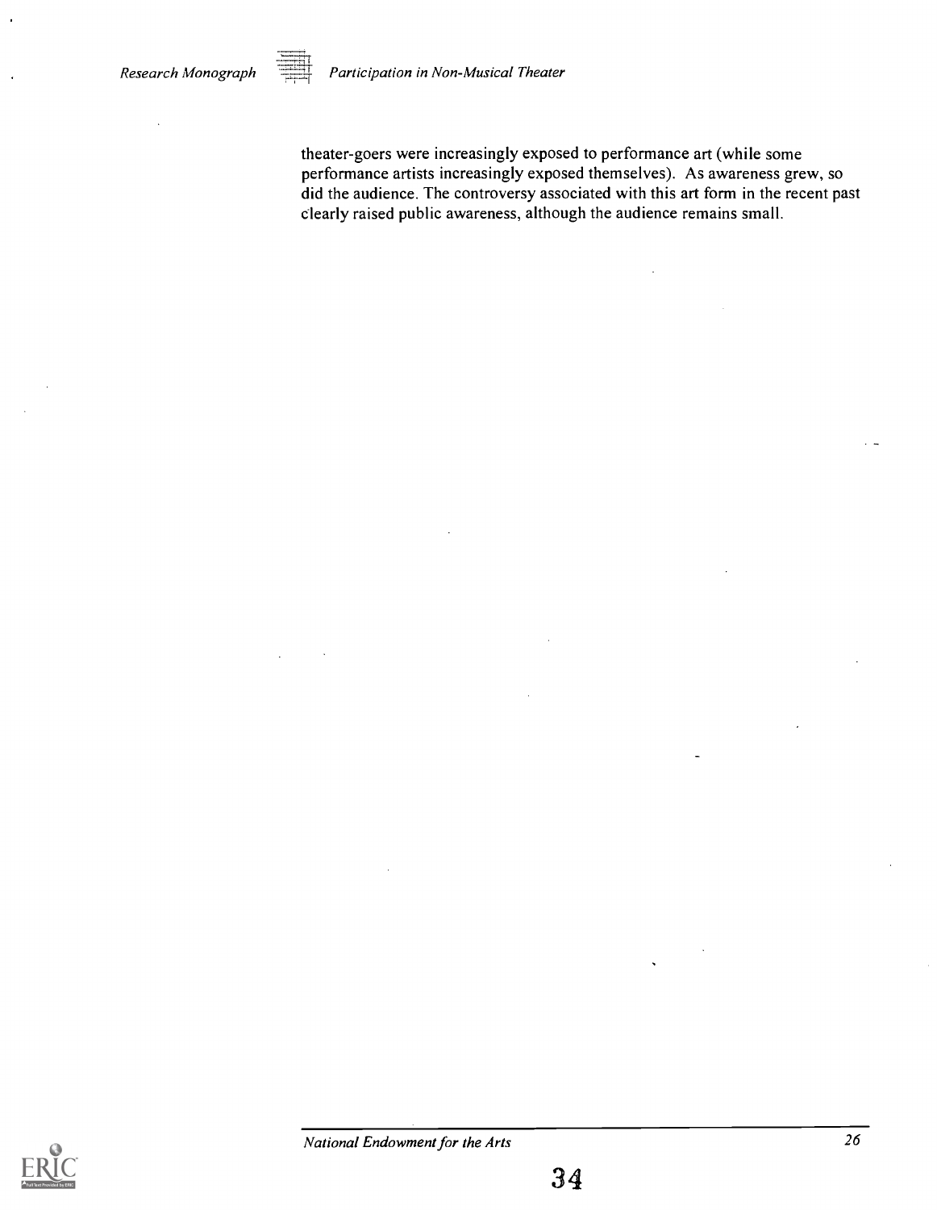theater-goers were increasingly exposed to performance art (while some performance artists increasingly exposed themselves). As awareness grew, so did the audience. The controversy associated with this art form in the recent past clearly raised public awareness, although the audience remains small.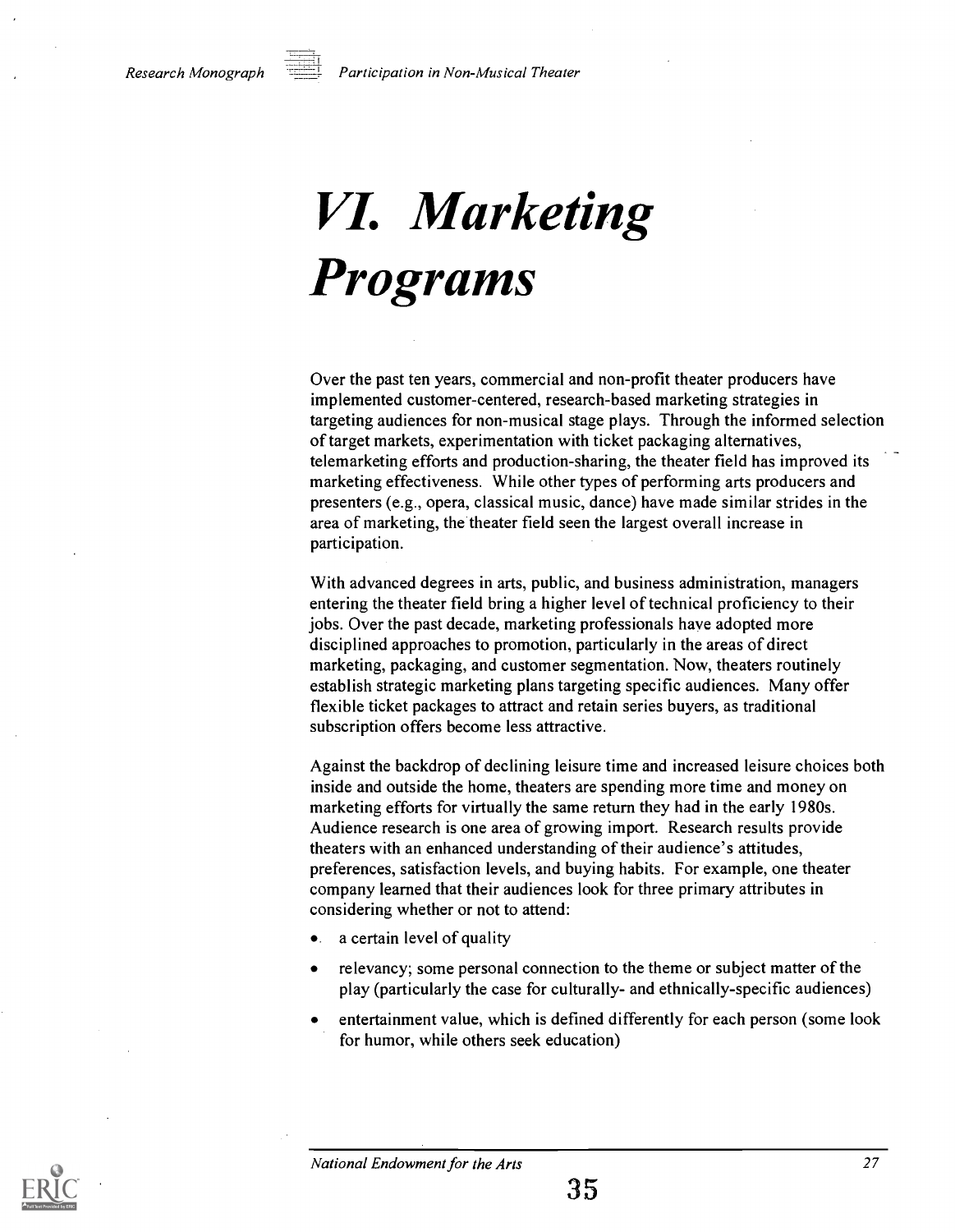# VI. Marketing Programs

Over the past ten years, commercial and non-profit theater producers have implemented customer-centered, research-based marketing strategies in targeting audiences for non-musical stage plays. Through the informed selection of target markets, experimentation with ticket packaging alternatives, telemarketing efforts and production-sharing, the theater field has improved its marketing effectiveness. While other types of performing arts producers and presenters (e.g., opera, classical music, dance) have made similar strides in the area of marketing, the theater field seen the largest overall increase in participation.

With advanced degrees in arts, public, and business administration, managers entering the theater field bring a higher level of technical proficiency to their jobs. Over the past decade, marketing professionals have adopted more disciplined approaches to promotion, particularly in the areas of direct marketing, packaging, and customer segmentation. Now, theaters routinely establish strategic marketing plans targeting specific audiences. Many offer flexible ticket packages to attract and retain series buyers, as traditional subscription offers become less attractive.

Against the backdrop of declining leisure time and increased leisure choices both inside and outside the home, theaters are spending more time and money on marketing efforts for virtually the same return they had in the early 1980s. Audience research is one area of growing import. Research results provide theaters with an enhanced understanding of their audience's attitudes, preferences, satisfaction levels, and buying habits. For example, one theater company learned that their audiences look for three primary attributes in considering whether or not to attend:

- a certain level of quality
- relevancy; some personal connection to the theme or subject matter of the play (particularly the case for culturally- and ethnically-specific audiences)
- entertainment value, which is defined differently for each person (some look for humor, while others seek education)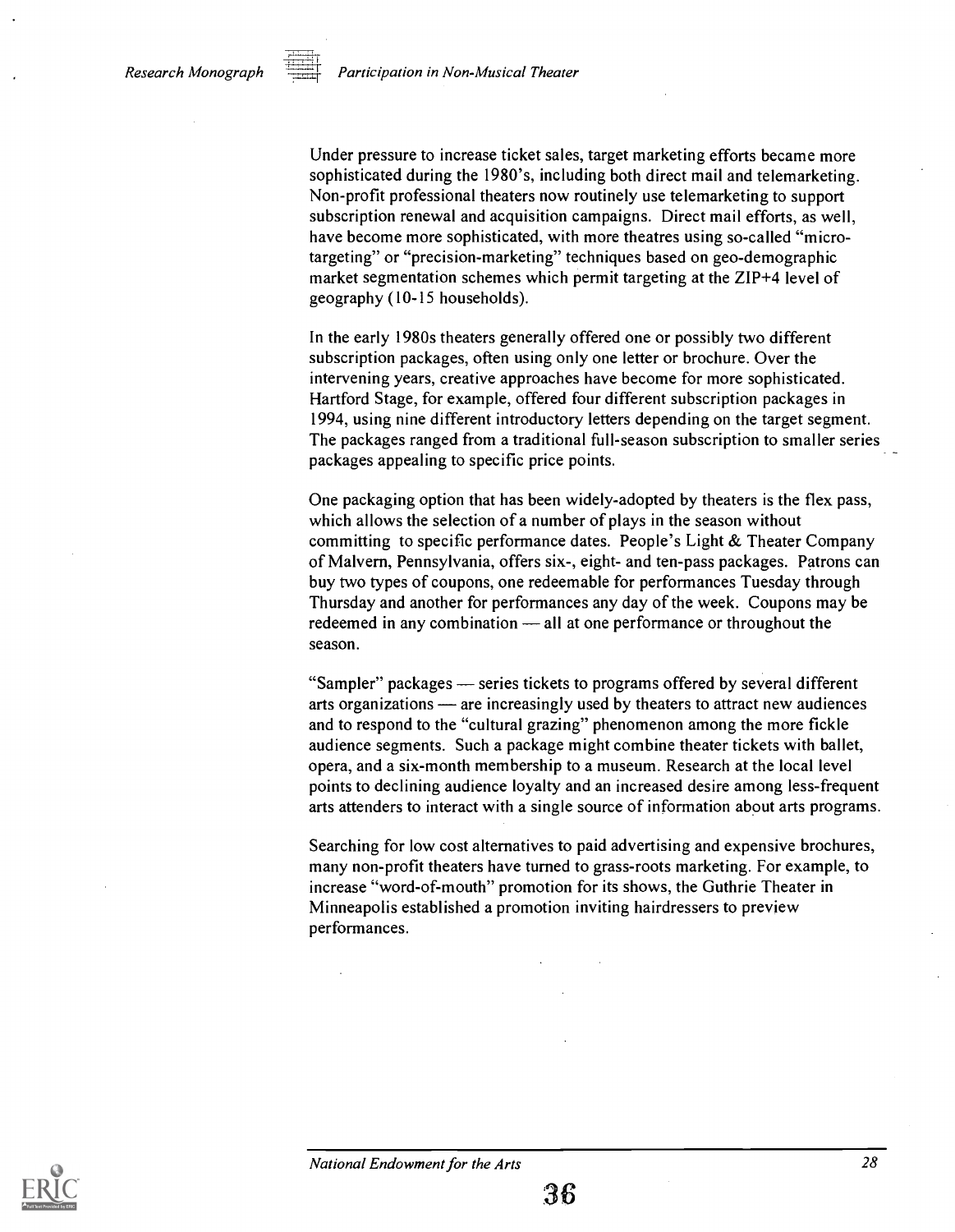Under pressure to increase ticket sales, target marketing efforts became more sophisticated during the 1980's, including both direct mail and telemarketing. Non-profit professional theaters now routinely use telemarketing to support subscription renewal and acquisition campaigns. Direct mail efforts, as well, have become more sophisticated, with more theatres using so-called "micro-targeting" or "precision-marketing" techniques based on geo-demographic market segmentation schemes which permit targeting at the ZIP+4 level of geography (10-15 households).

In the early 1980s theaters generally offered one or possibly two different subscription packages, often using only one letter or brochure. Over the intervening years, creative approaches have become for more sophisticated. Hartford Stage, for example, offered four different subscription packages in 1994, using nine different introductory letters depending on the target segment. The packages ranged from a traditional full-season subscription to smaller series packages appealing to specific price points.

One packaging option that has been widely-adopted by theaters is the flex pass, which allows the selection of a number of plays in the season without committing to specific performance dates. People's Light & Theater Company of Malvern, Pennsylvania, offers six-, eight- and ten-pass packages. Patrons can buy two types of coupons, one redeemable for performances Tuesday through Thursday and another for performances any day of the week. Coupons may be redeemed in any combination — all at one performance or throughout the season.

"Sampler" packages — series tickets to programs offered by several different arts organizations — are increasingly used by theaters to attract new audiences and to respond to the "cultural grazing" phenomenon among the more fickle audience segments. Such a package might combine theater tickets with ballet, opera, and a six-month membership to a museum. Research at the local level points to declining audience loyalty and an increased desire among less-frequent arts attenders to interact with a single source of information about arts programs.

Searching for low cost alternatives to paid advertising and expensive brochures, many non-profit theaters have turned to grass-roots marketing. For example, to increase "word-of-mouth" promotion for its shows, the Guthrie Theater in Minneapolis established a promotion inviting hairdressers to preview performances.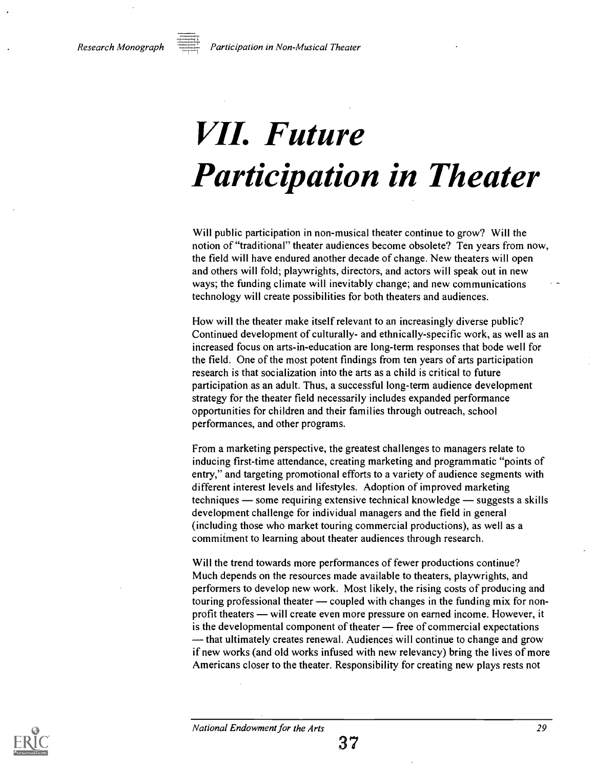# VII. Future Participation in Theater

Will public participation in non-musical theater continue to grow? Will the notion of "traditional" theater audiences become obsolete? Ten years from now, the field will have endured another decade of change. New theaters will open and others will fold; playwrights, directors, and actors will speak out in new ways; the funding climate will inevitably change; and new communications technology will create possibilities for both theaters and audiences.

How will the theater make itself relevant to an increasingly diverse public? Continued development of culturally- and ethnically-specific work, as well as an increased focus on arts-in-education are long-term responses that bode well for the field. One of the most potent findings from ten years of arts participation research is that socialization into the arts as a child is critical to future participation as an adult. Thus, a successful long-term audience development strategy for the theater field necessarily includes expanded performance opportunities for children and their families through outreach, school performances, and other programs.

From a marketing perspective, the greatest challenges to managers relate to inducing first-time attendance, creating marketing and programmatic "points of entry," and targeting promotional efforts to a variety of audience segments with different interest levels and lifestyles. Adoption of improved marketing techniques — some requiring extensive technical knowledge — suggests a skills development challenge for individual managers and the field in general (including those who market touring commercial productions), as well as a commitment to learning about theater audiences through research.

Will the trend towards more performances of fewer productions continue? Much depends on the resources made available to theaters, playwrights, and performers to develop new work. Most likely, the rising costs of producing and touring professional theater — coupled with changes in the funding mix for non-profit theaters — will create even more pressure on earned income. However, it is the developmental component of theater — free of commercial expectations — that ultimately creates renewal. Audiences will continue to change and grow if new works (and old works infused with new relevancy) bring the lives of more Americans closer to the theater. Responsibility for creating new plays rests not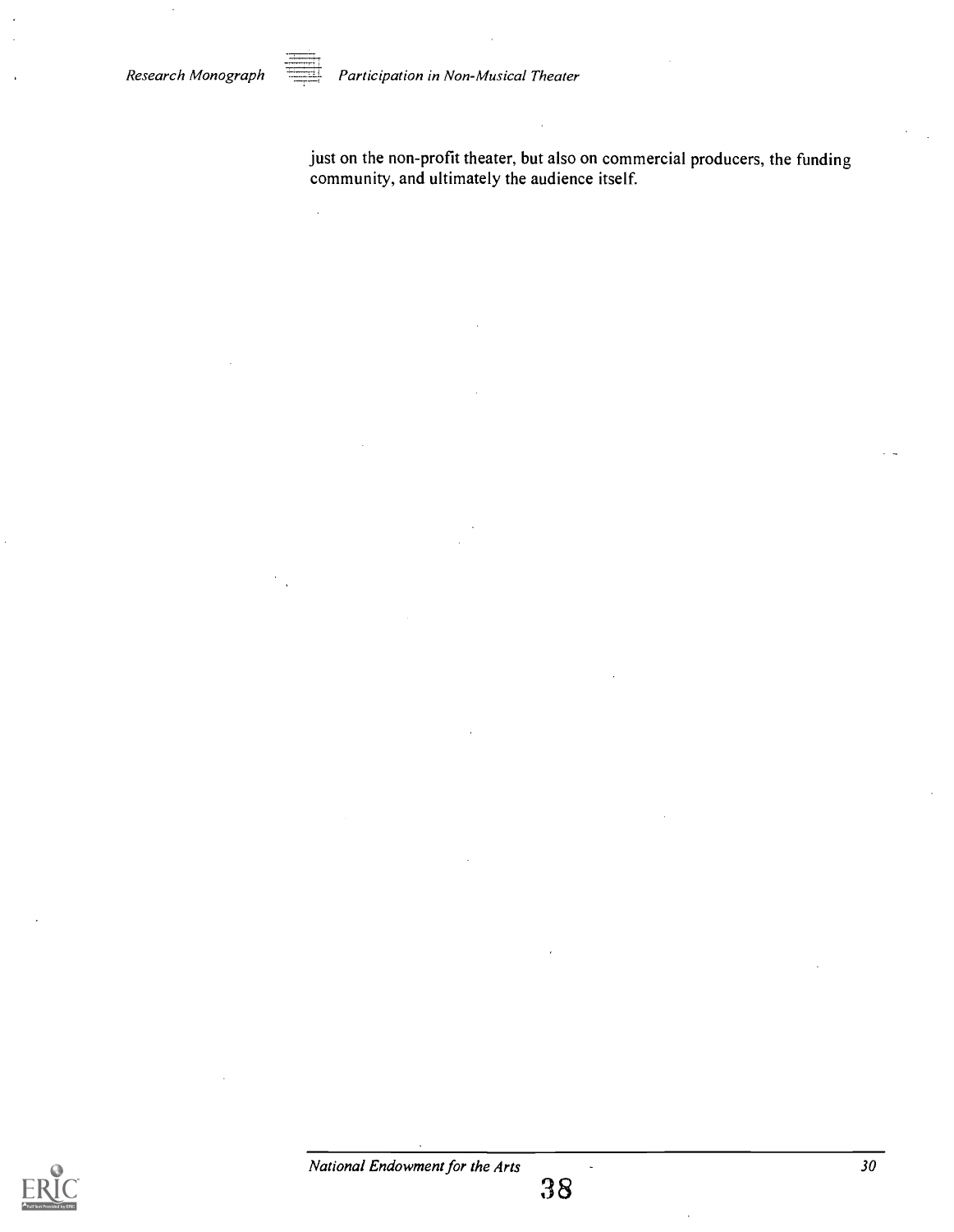just on the non-profit theater, but also on commercial producers, the funding community, and ultimately the audience itself.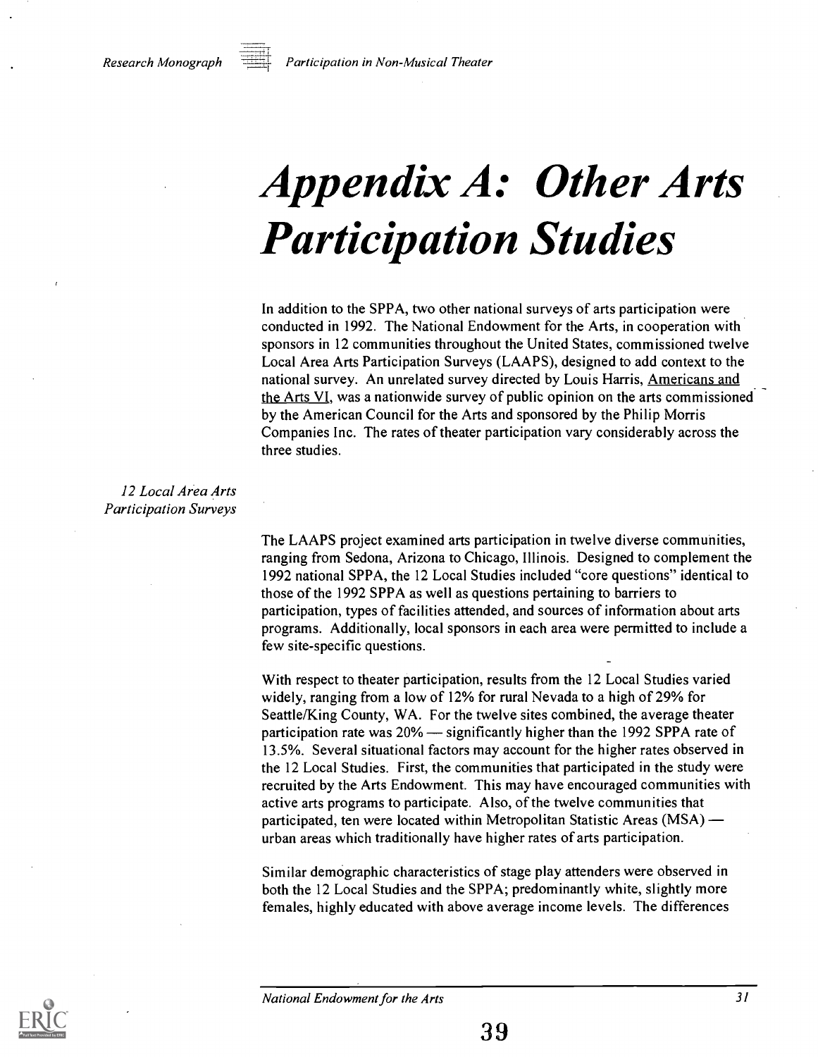# Appendix A: Other Arts Participation Studies

In addition to the SPPA, two other national surveys of arts participation were conducted in 1992. The National Endowment for the Arts, in cooperation with sponsors in 12 communities throughout the United States, commissioned twelve Local Area Arts Participation Surveys (LAAPS), designed to add context to the national survey. An unrelated survey directed by Louis Harris, Americans and the Arts VI, was a nationwide survey of public opinion on the arts commissioned by the American Council for the Arts and sponsored by the Philip Morris Companies Inc. The rates of theater participation vary considerably across the three studies.

## *12 Local Area Arts Participation Surveys*

The LAAPS project examined arts participation in twelve diverse communities, ranging from Sedona, Arizona to Chicago, Illinois. Designed to complement the 1992 national SPPA, the 12 Local Studies included "core questions" identical to those of the 1992 SPPA as well as questions pertaining to barriers to participation, types of facilities attended, and sources of information about arts programs. Additionally, local sponsors in each area were permitted to include a few site-specific questions.

With respect to theater participation, results from the 12 Local Studies varied widely, ranging from a low of 12% for rural Nevada to a high of 29% for Seattle/King County, WA. For the twelve sites combined, the average theater participation rate was 20% — significantly higher than the 1992 SPPA rate of 13.5%. Several situational factors may account for the higher rates observed in the 12 Local Studies. First, the communities that participated in the study were recruited by the Arts Endowment. This may have encouraged communities with active arts programs to participate. Also, of the twelve communities that participated, ten were located within Metropolitan Statistic Areas (MSA) — urban areas which traditionally have higher rates of arts participation.

Similar demographic characteristics of stage play attenders were observed in both the 12 Local Studies and the SPPA; predominantly white, slightly more females, highly educated with above average income levels. The differences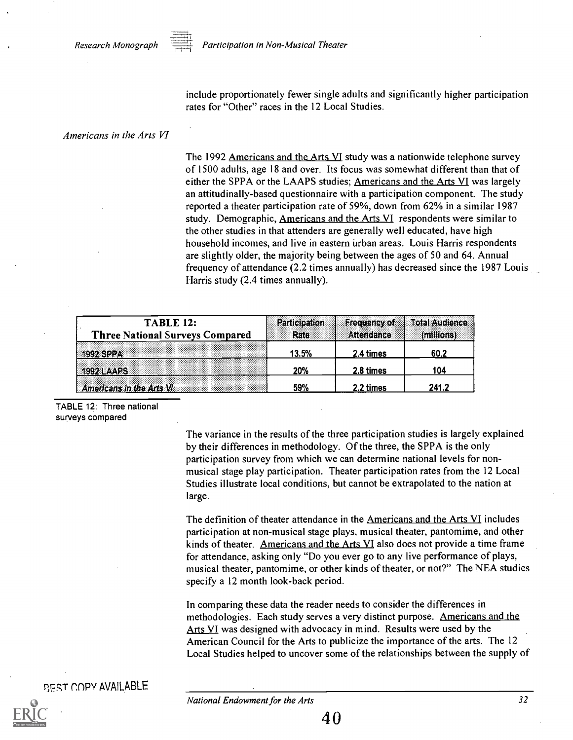include proportionately fewer single adults and significantly higher participation rates for "Other" races in the 12 Local Studies.

*Americans in the Arts VI*

The 1992 Americans and the Arts VI study was a nationwide telephone survey of 1500 adults, age 18 and over. Its focus was somewhat different than that of either the SPPA or the LAAPS studies; Americans and the Arts VI was largely an attitudinally-based questionnaire with a participation component. The study reported a theater participation rate of 59%, down from 62% in a similar 1987 study. Demographic, Americans and the Arts VI respondents were similar to the other studies in that attenders are generally well educated, have high household incomes, and live in eastern urban areas. Louis Harris respondents are slightly older, the majority being between the ages of 50 and 64. Annual frequency of attendance (2.2 times annually) has decreased since the 1987 Louis Harris study (2.4 times annually).

| TABLE 12: Three National Surveys Compared | Participation Rate | Frequency of Attendance | Total Audience (millions) |
|---|---|---|---|
| 1992 SPPA | 13.5% | 2.4 times | 60.2 |
| 1992 LAAPS | 20% | 2.8 times | 104 |
| *Americans in the Arts VI* | 59% | 2.2 times | 241.2 |

TABLE 12: Three national surveys compared

The variance in the results of the three participation studies is largely explained by their differences in methodology. Of the three, the SPPA is the only participation survey from which we can determine national levels for non-musical stage play participation. Theater participation rates from the 12 Local Studies illustrate local conditions, but cannot be extrapolated to the nation at large.

The definition of theater attendance in the Americans and the Arts VI includes participation at non-musical stage plays, musical theater, pantomime, and other kinds of theater. Americans and the Arts VI also does not provide a time frame for attendance, asking only "Do you ever go to any live performance of plays, musical theater, pantomime, or other kinds of theater, or not?" The NEA studies specify a 12 month look-back period.

In comparing these data the reader needs to consider the differences in methodologies. Each study serves a very distinct purpose. Americans and the Arts VI was designed with advocacy in mind. Results were used by the American Council for the Arts to publicize the importance of the arts. The 12 Local Studies helped to uncover some of the relationships between the supply of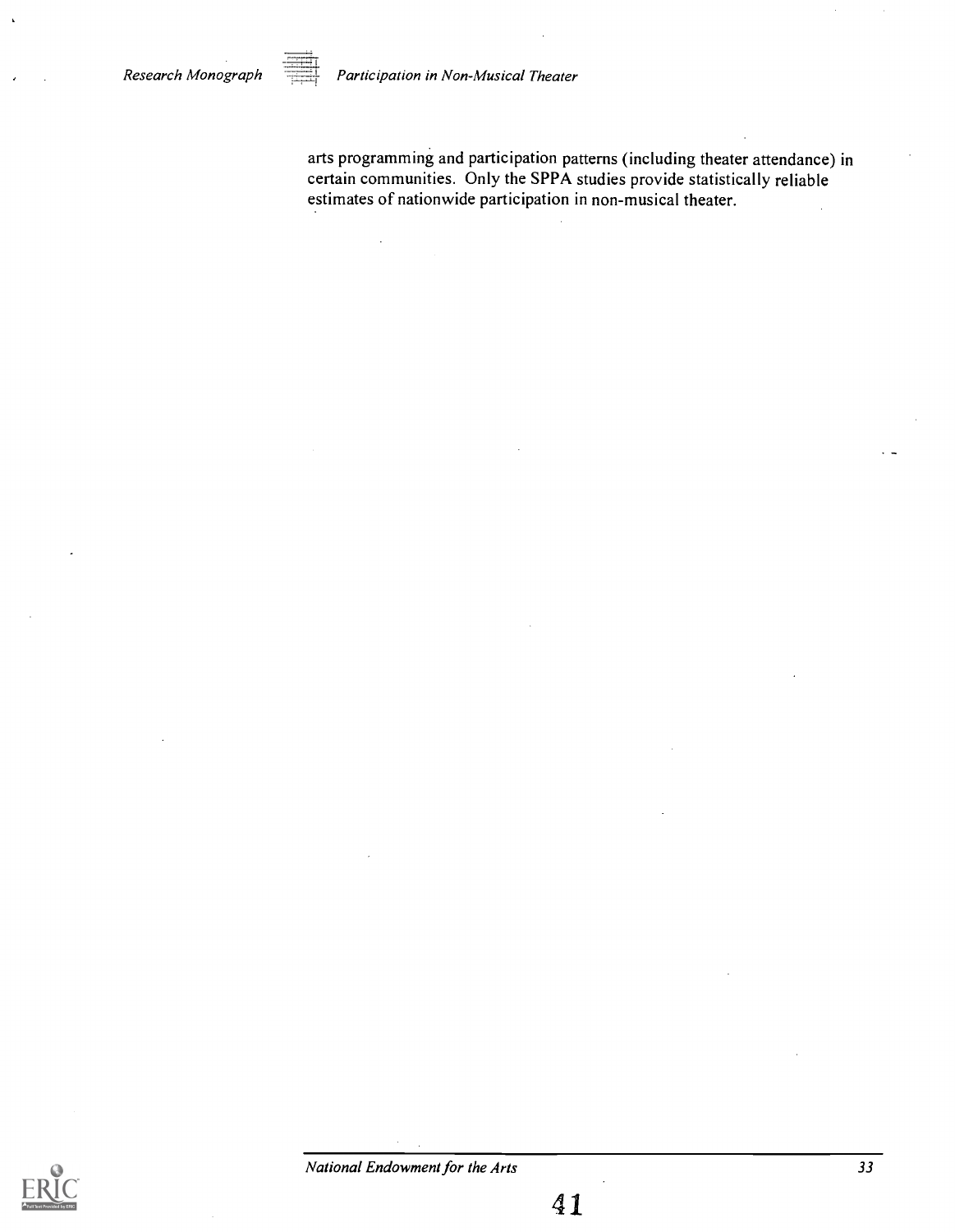arts programming and participation patterns (including theater attendance) in certain communities. Only the SPPA studies provide statistically reliable estimates of nationwide participation in non-musical theater.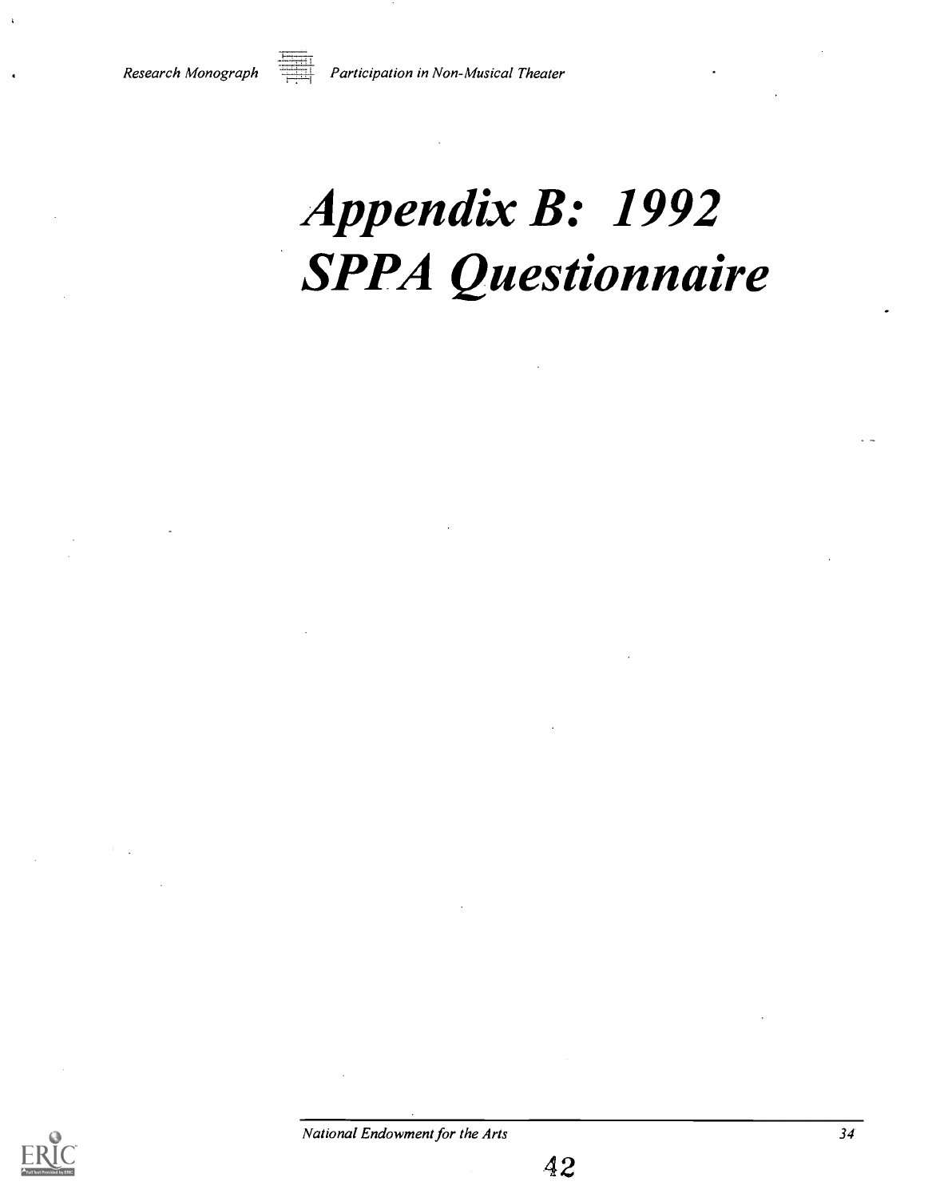# Appendix B: 1992 SPPA Questionnaire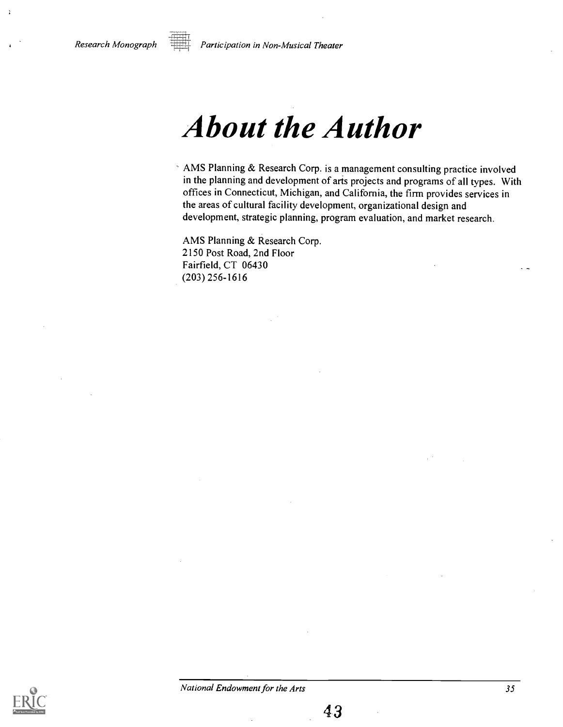# About the Author

AMS Planning & Research Corp. is a management consulting practice involved in the planning and development of arts projects and programs of all types. With offices in Connecticut, Michigan, and California, the firm provides services in the areas of cultural facility development, organizational design and development, strategic planning, program evaluation, and market research.

AMS Planning & Research Corp.
2150 Post Road, 2nd Floor
Fairfield, CT 06430
(203) 256-1616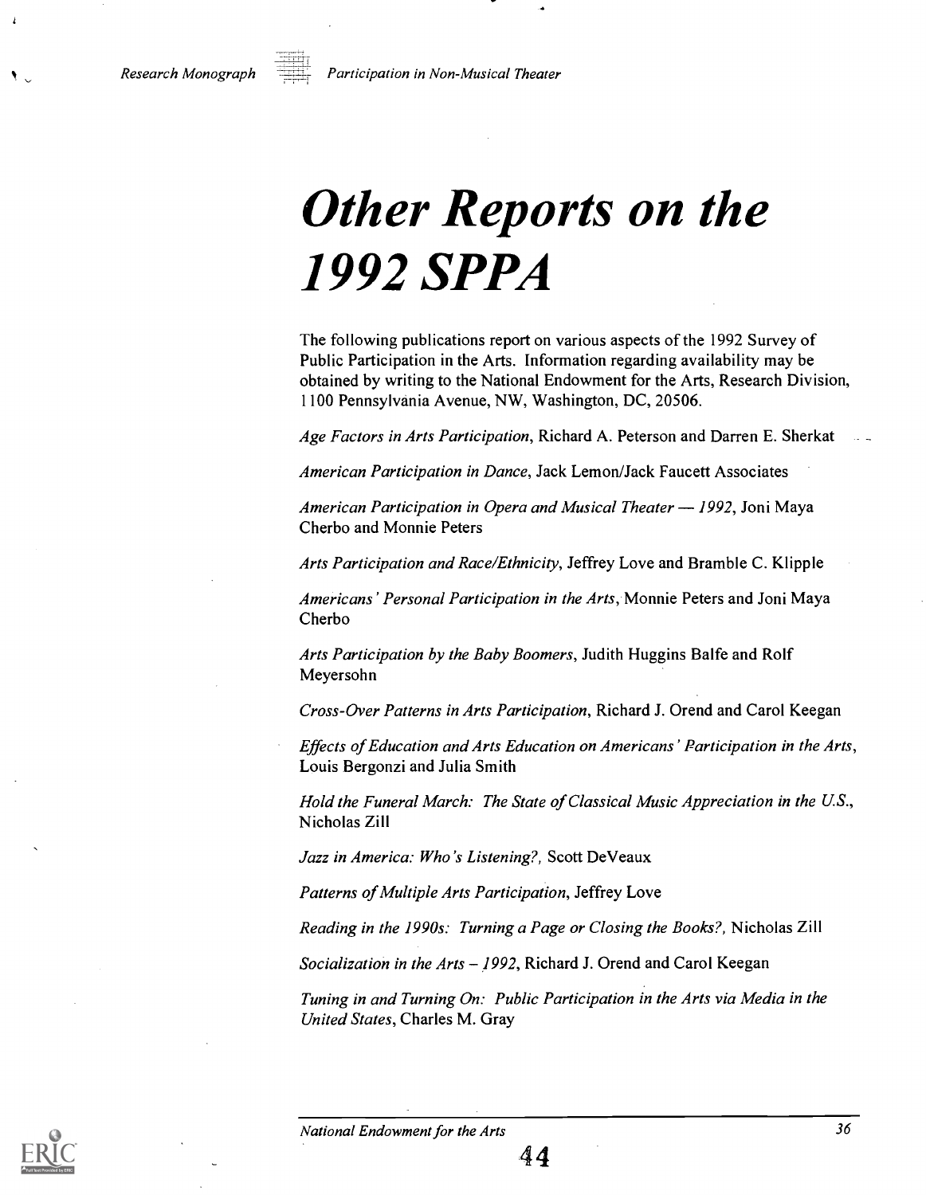# Other Reports on the 1992 SPPA

The following publications report on various aspects of the 1992 Survey of Public Participation in the Arts. Information regarding availability may be obtained by writing to the National Endowment for the Arts, Research Division, 1100 Pennsylvania Avenue, NW, Washington, DC, 20506.

*Age Factors in Arts Participation*, Richard A. Peterson and Darren E. Sherkat

*American Participation in Dance*, Jack Lemon/Jack Faucett Associates

*American Participation in Opera and Musical Theater — 1992*, Joni Maya Cherbo and Monnie Peters

*Arts Participation and Race/Ethnicity*, Jeffrey Love and Bramble C. Klipple

*Americans' Personal Participation in the Arts*, Monnie Peters and Joni Maya Cherbo

*Arts Participation by the Baby Boomers*, Judith Huggins Balfe and Rolf Meyersohn

*Cross-Over Patterns in Arts Participation*, Richard J. Orend and Carol Keegan

*Effects of Education and Arts Education on Americans' Participation in the Arts*, Louis Bergonzi and Julia Smith

*Hold the Funeral March: The State of Classical Music Appreciation in the U.S.*, Nicholas Zill

*Jazz in America: Who's Listening?*, Scott DeVeaux

*Patterns of Multiple Arts Participation*, Jeffrey Love

*Reading in the 1990s: Turning a Page or Closing the Books?*, Nicholas Zill

*Socialization in the Arts – 1992*, Richard J. Orend and Carol Keegan

*Tuning in and Turning On: Public Participation in the Arts via Media in the United States*, Charles M. Gray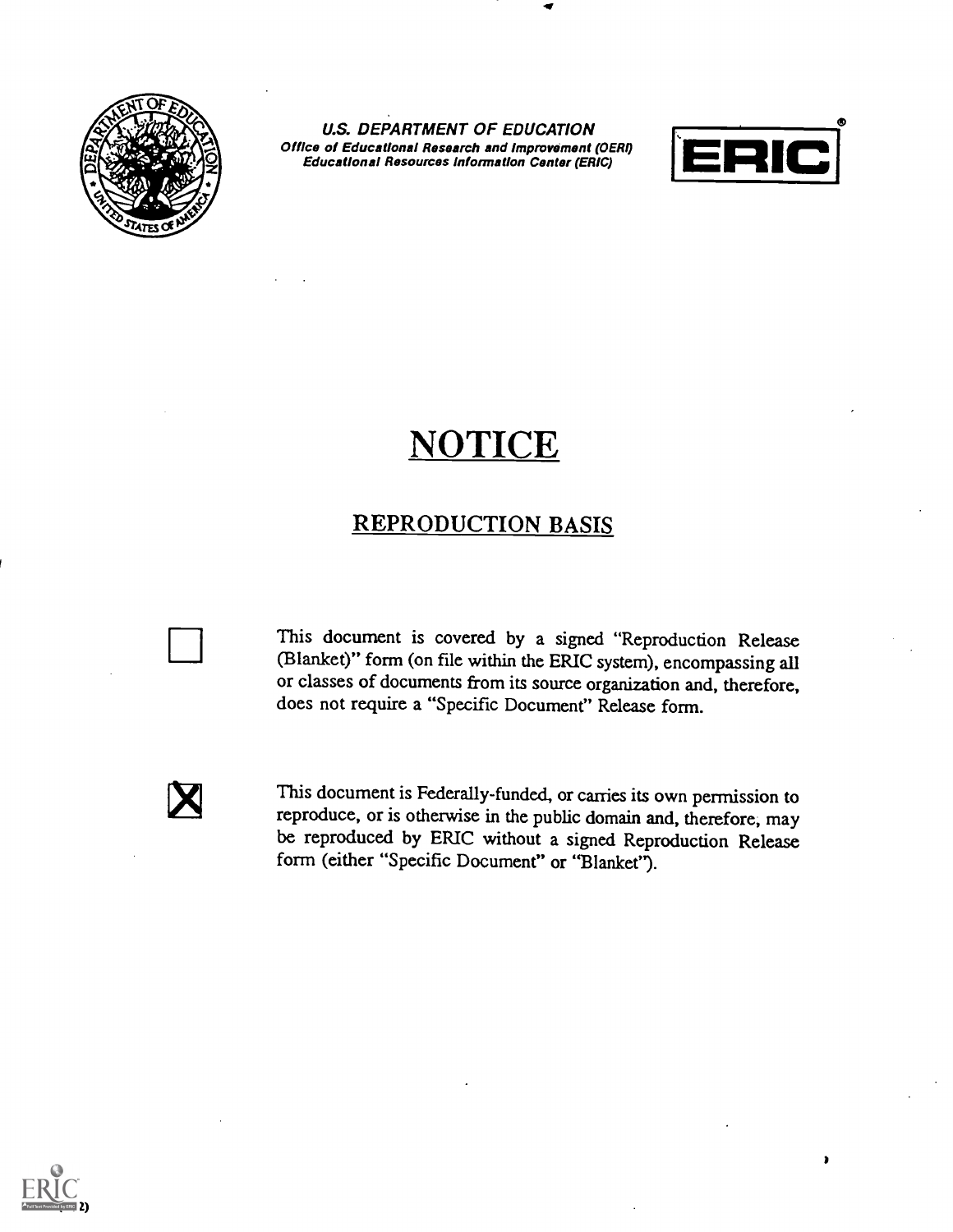U.S. DEPARTMENT OF EDUCATION
*Office of Educational Research and Improvement (OERI)*
*Educational Resources Information Center (ERIC)*

ERIC

# NOTICE

## REPRODUCTION BASIS

☐ This document is covered by a signed "Reproduction Release (Blanket)" form (on file within the ERIC system), encompassing all or classes of documents from its source organization and, therefore, does not require a "Specific Document" Release form.

☒ This document is Federally-funded, or carries its own permission to reproduce, or is otherwise in the public domain and, therefore, may be reproduced by ERIC without a signed Reproduction Release form (either "Specific Document" or "Blanket").